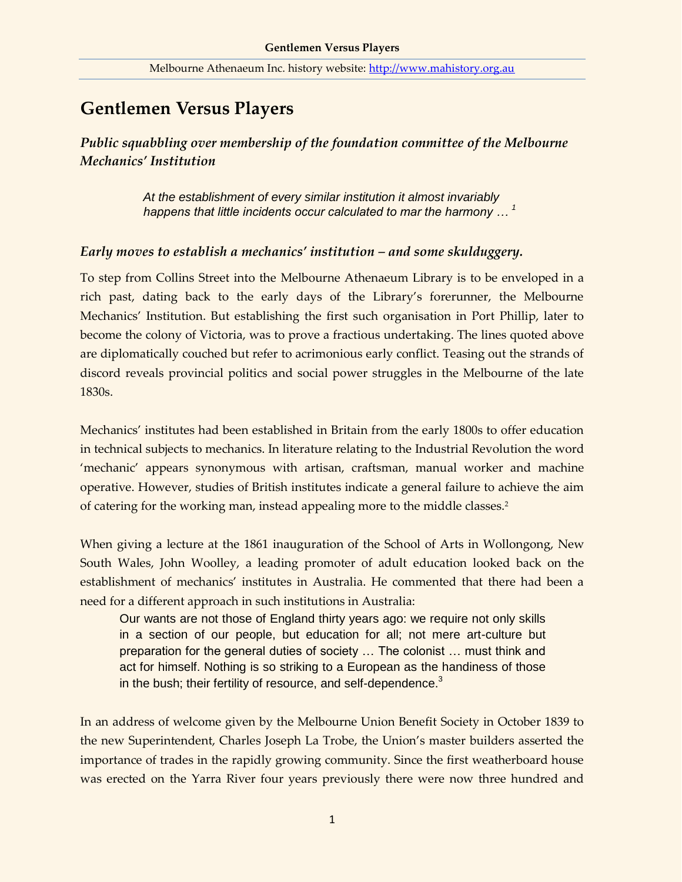# Gentlemen Versus Players

### *Public squabbling over membership of the foundation committee of the Melbourne Mechanics' Institution*

> *At the establishment of every similar institution it almost invariably happens that little incidents occur calculated to mar the harmony …* [1]

### *Early moves to establish a mechanics' institution – and some skulduggery.*

To step from Collins Street into the Melbourne Athenaeum Library is to be enveloped in a rich past, dating back to the early days of the Library's forerunner, the Melbourne Mechanics' Institution. But establishing the first such organisation in Port Phillip, later to become the colony of Victoria, was to prove a fractious undertaking. The lines quoted above are diplomatically couched but refer to acrimonious early conflict. Teasing out the strands of discord reveals provincial politics and social power struggles in the Melbourne of the late 1830s.

Mechanics' institutes had been established in Britain from the early 1800s to offer education in technical subjects to mechanics. In literature relating to the Industrial Revolution the word 'mechanic' appears synonymous with artisan, craftsman, manual worker and machine operative. However, studies of British institutes indicate a general failure to achieve the aim of catering for the working man, instead appealing more to the middle classes.[2]

When giving a lecture at the 1861 inauguration of the School of Arts in Wollongong, New South Wales, John Woolley, a leading promoter of adult education looked back on the establishment of mechanics' institutes in Australia. He commented that there had been a need for a different approach in such institutions in Australia:

> Our wants are not those of England thirty years ago: we require not only skills in a section of our people, but education for all; not mere art-culture but preparation for the general duties of society … The colonist … must think and act for himself. Nothing is so striking to a European as the handiness of those in the bush; their fertility of resource, and self-dependence.[3]

In an address of welcome given by the Melbourne Union Benefit Society in October 1839 to the new Superintendent, Charles Joseph La Trobe, the Union's master builders asserted the importance of trades in the rapidly growing community. Since the first weatherboard house was erected on the Yarra River four years previously there were now three hundred and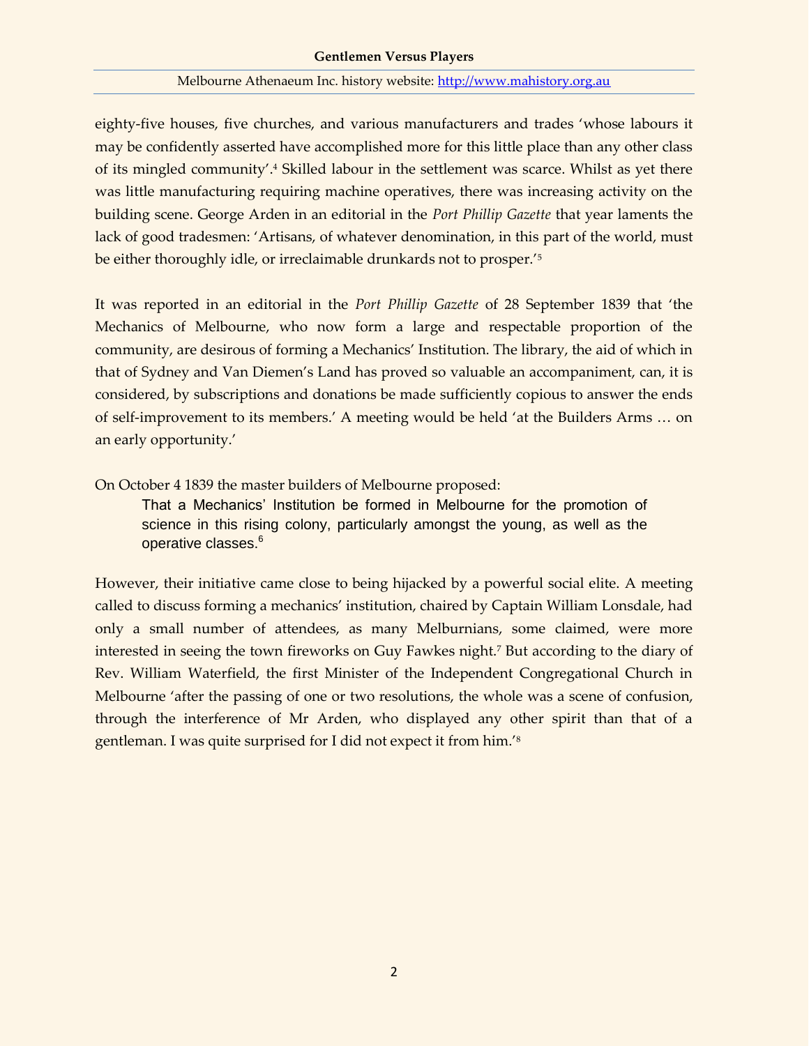eighty-five houses, five churches, and various manufacturers and trades 'whose labours it may be confidently asserted have accomplished more for this little place than any other class of its mingled community'.[4] Skilled labour in the settlement was scarce. Whilst as yet there was little manufacturing requiring machine operatives, there was increasing activity on the building scene. George Arden in an editorial in the *Port Phillip Gazette* that year laments the lack of good tradesmen: 'Artisans, of whatever denomination, in this part of the world, must be either thoroughly idle, or irreclaimable drunkards not to prosper.'[5]

It was reported in an editorial in the *Port Phillip Gazette* of 28 September 1839 that 'the Mechanics of Melbourne, who now form a large and respectable proportion of the community, are desirous of forming a Mechanics' Institution. The library, the aid of which in that of Sydney and Van Diemen's Land has proved so valuable an accompaniment, can, it is considered, by subscriptions and donations be made sufficiently copious to answer the ends of self-improvement to its members.' A meeting would be held 'at the Builders Arms … on an early opportunity.'

On October 4 1839 the master builders of Melbourne proposed:

> That a Mechanics' Institution be formed in Melbourne for the promotion of science in this rising colony, particularly amongst the young, as well as the operative classes.[6]

However, their initiative came close to being hijacked by a powerful social elite. A meeting called to discuss forming a mechanics' institution, chaired by Captain William Lonsdale, had only a small number of attendees, as many Melburnians, some claimed, were more interested in seeing the town fireworks on Guy Fawkes night.[7] But according to the diary of Rev. William Waterfield, the first Minister of the Independent Congregational Church in Melbourne 'after the passing of one or two resolutions, the whole was a scene of confusion, through the interference of Mr Arden, who displayed any other spirit than that of a gentleman. I was quite surprised for I did not expect it from him.'[8]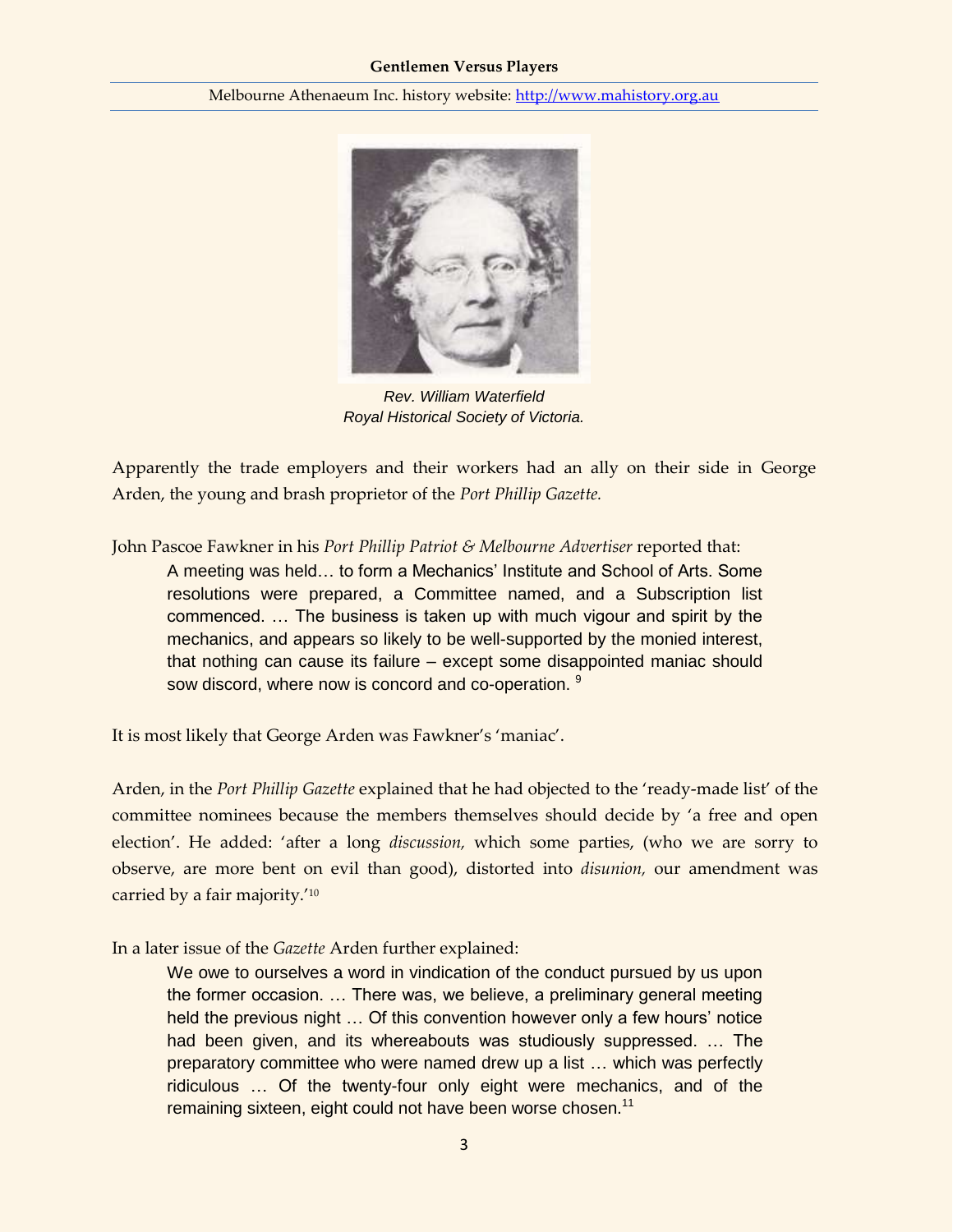Rev. William Waterfield
Royal Historical Society of Victoria.

Apparently the trade employers and their workers had an ally on their side in George Arden, the young and brash proprietor of the *Port Phillip Gazette.*

John Pascoe Fawkner in his *Port Phillip Patriot & Melbourne Advertiser* reported that:

> A meeting was held… to form a Mechanics' Institute and School of Arts. Some resolutions were prepared, a Committee named, and a Subscription list commenced. … The business is taken up with much vigour and spirit by the mechanics, and appears so likely to be well-supported by the monied interest, that nothing can cause its failure – except some disappointed maniac should sow discord, where now is concord and co-operation. [9]

It is most likely that George Arden was Fawkner's 'maniac'.

Arden, in the *Port Phillip Gazette* explained that he had objected to the 'ready-made list' of the committee nominees because the members themselves should decide by 'a free and open election'. He added: 'after a long *discussion,* which some parties, (who we are sorry to observe, are more bent on evil than good), distorted into *disunion,* our amendment was carried by a fair majority.'[10]

In a later issue of the *Gazette* Arden further explained:

> We owe to ourselves a word in vindication of the conduct pursued by us upon the former occasion. … There was, we believe, a preliminary general meeting held the previous night … Of this convention however only a few hours' notice had been given, and its whereabouts was studiously suppressed. … The preparatory committee who were named drew up a list … which was perfectly ridiculous … Of the twenty-four only eight were mechanics, and of the remaining sixteen, eight could not have been worse chosen.[11]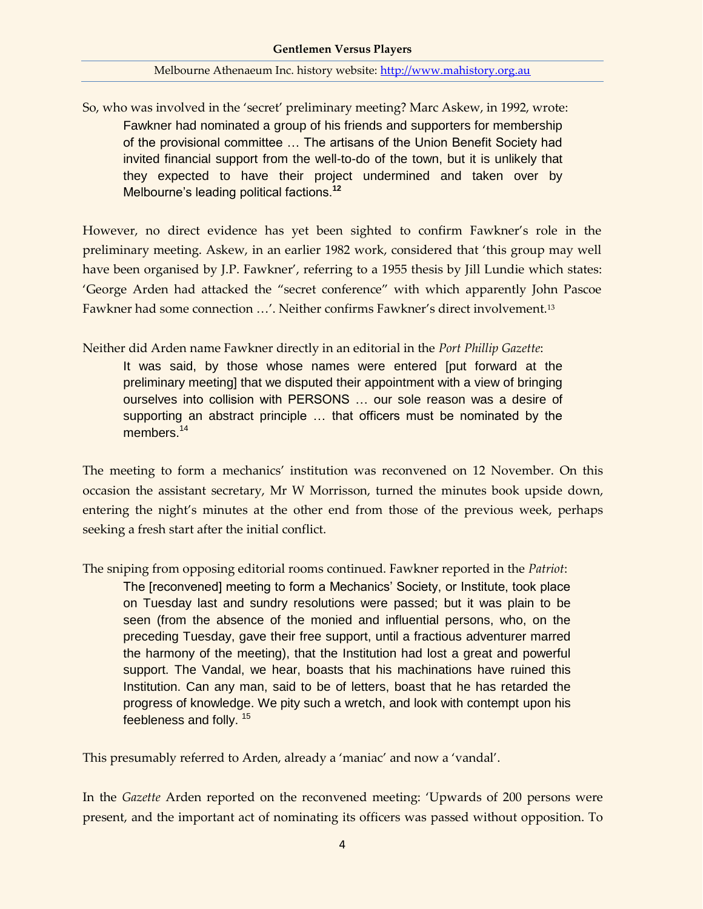So, who was involved in the 'secret' preliminary meeting? Marc Askew, in 1992, wrote:

> Fawkner had nominated a group of his friends and supporters for membership of the provisional committee … The artisans of the Union Benefit Society had invited financial support from the well-to-do of the town, but it is unlikely that they expected to have their project undermined and taken over by Melbourne's leading political factions.[12]

However, no direct evidence has yet been sighted to confirm Fawkner's role in the preliminary meeting. Askew, in an earlier 1982 work, considered that 'this group may well have been organised by J.P. Fawkner', referring to a 1955 thesis by Jill Lundie which states: 'George Arden had attacked the "secret conference" with which apparently John Pascoe Fawkner had some connection …'. Neither confirms Fawkner's direct involvement.[13]

Neither did Arden name Fawkner directly in an editorial in the *Port Phillip Gazette*:

> It was said, by those whose names were entered [put forward at the preliminary meeting] that we disputed their appointment with a view of bringing ourselves into collision with PERSONS … our sole reason was a desire of supporting an abstract principle … that officers must be nominated by the members.[14]

The meeting to form a mechanics' institution was reconvened on 12 November. On this occasion the assistant secretary, Mr W Morrisson, turned the minutes book upside down, entering the night's minutes at the other end from those of the previous week, perhaps seeking a fresh start after the initial conflict.

The sniping from opposing editorial rooms continued. Fawkner reported in the *Patriot*:

> The [reconvened] meeting to form a Mechanics' Society, or Institute, took place on Tuesday last and sundry resolutions were passed; but it was plain to be seen (from the absence of the monied and influential persons, who, on the preceding Tuesday, gave their free support, until a fractious adventurer marred the harmony of the meeting), that the Institution had lost a great and powerful support. The Vandal, we hear, boasts that his machinations have ruined this Institution. Can any man, said to be of letters, boast that he has retarded the progress of knowledge. We pity such a wretch, and look with contempt upon his feebleness and folly.[15]

This presumably referred to Arden, already a 'maniac' and now a 'vandal'.

In the *Gazette* Arden reported on the reconvened meeting: 'Upwards of 200 persons were present, and the important act of nominating its officers was passed without opposition. To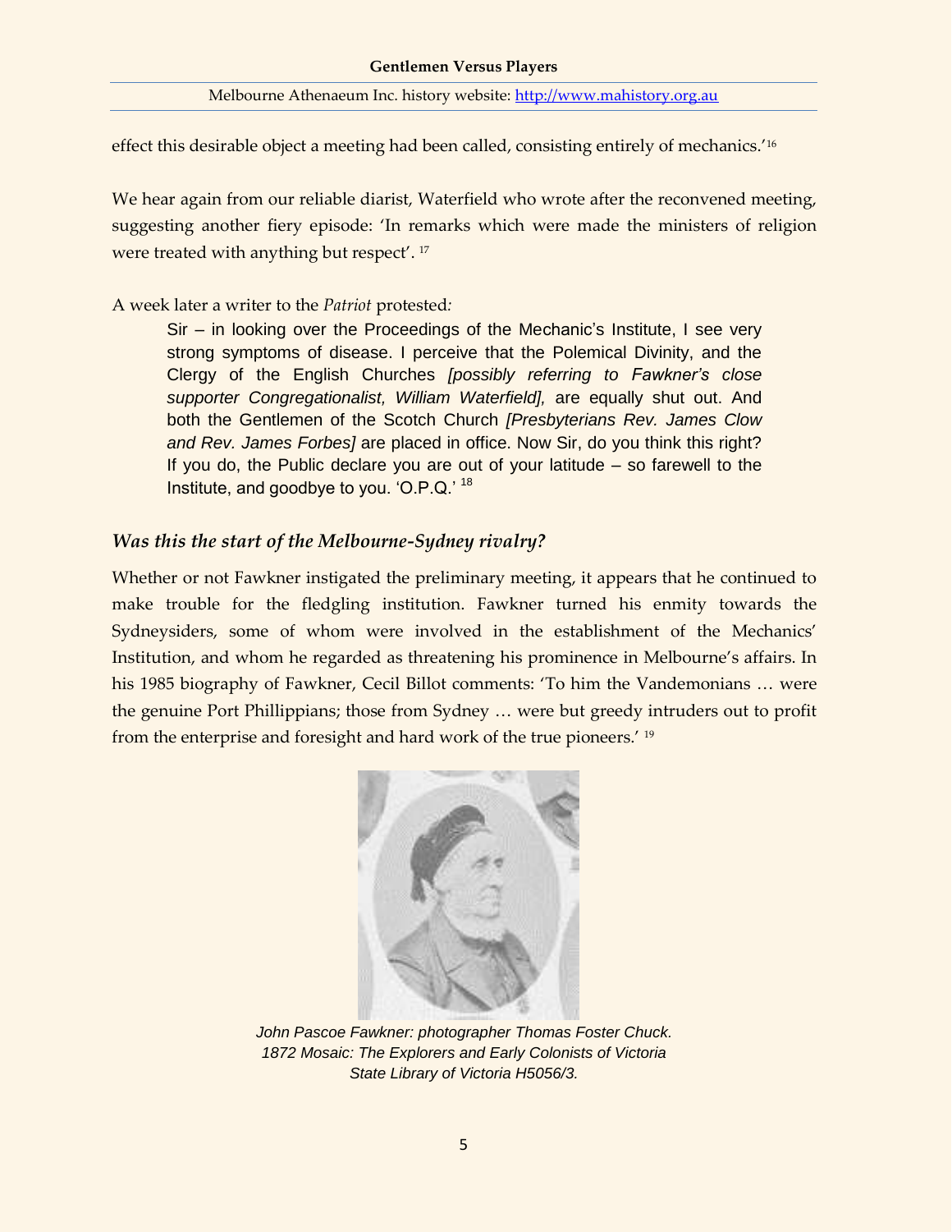effect this desirable object a meeting had been called, consisting entirely of mechanics.'[16]

We hear again from our reliable diarist, Waterfield who wrote after the reconvened meeting, suggesting another fiery episode: 'In remarks which were made the ministers of religion were treated with anything but respect'. [17]

A week later a writer to the *Patriot* protested*:*

> Sir – in looking over the Proceedings of the Mechanic's Institute, I see very strong symptoms of disease. I perceive that the Polemical Divinity, and the Clergy of the English Churches *[possibly referring to Fawkner's close supporter Congregationalist, William Waterfield],* are equally shut out. And both the Gentlemen of the Scotch Church *[Presbyterians Rev. James Clow and Rev. James Forbes]* are placed in office. Now Sir, do you think this right? If you do, the Public declare you are out of your latitude – so farewell to the Institute, and goodbye to you. 'O.P.Q.' [18]

### *Was this the start of the Melbourne-Sydney rivalry?*

Whether or not Fawkner instigated the preliminary meeting, it appears that he continued to make trouble for the fledgling institution. Fawkner turned his enmity towards the Sydneysiders, some of whom were involved in the establishment of the Mechanics' Institution, and whom he regarded as threatening his prominence in Melbourne's affairs. In his 1985 biography of Fawkner, Cecil Billot comments: 'To him the Vandemonians … were the genuine Port Phillippians; those from Sydney … were but greedy intruders out to profit from the enterprise and foresight and hard work of the true pioneers.' [19]

*John Pascoe Fawkner: photographer Thomas Foster Chuck.*
*1872 Mosaic: The Explorers and Early Colonists of Victoria*
*State Library of Victoria H5056/3.*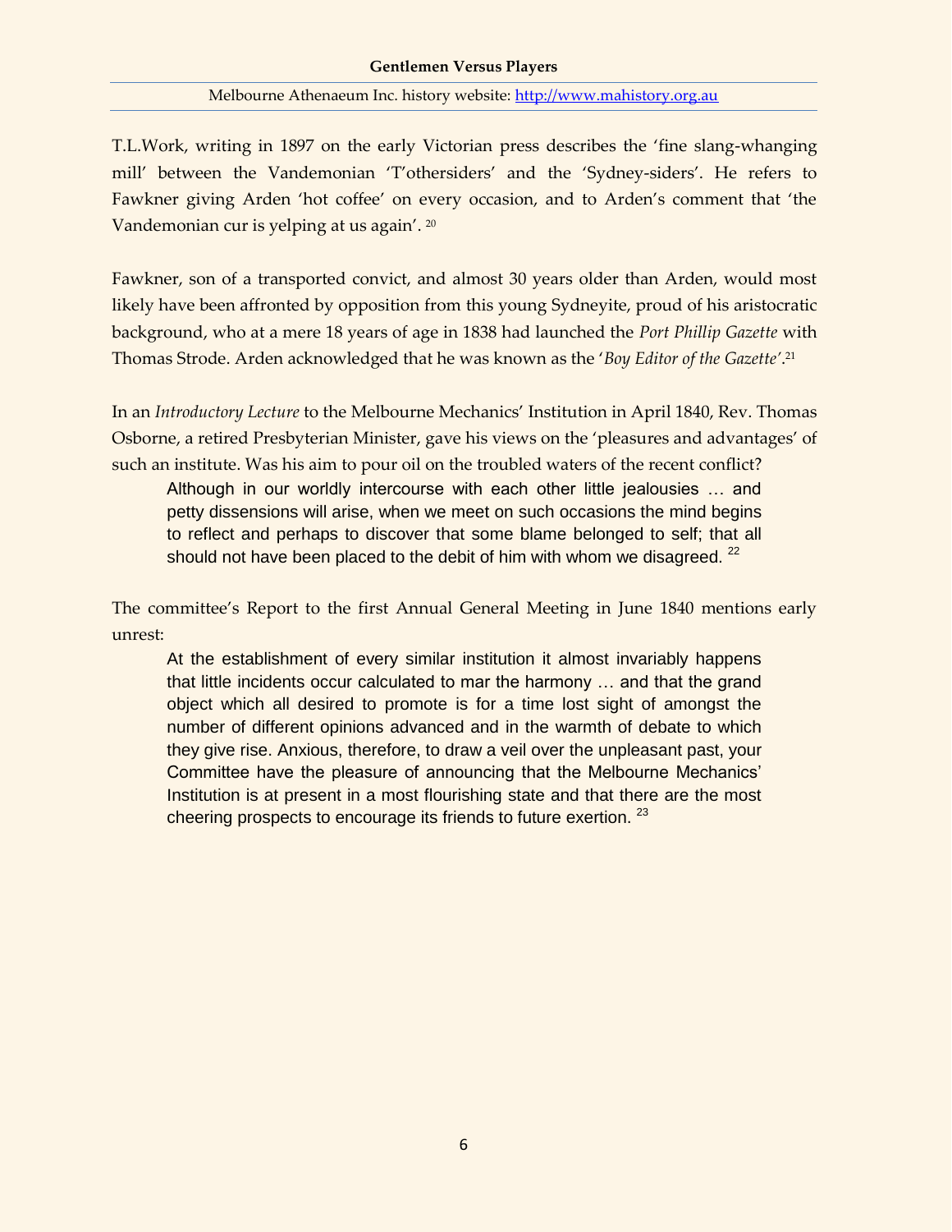T.L.Work, writing in 1897 on the early Victorian press describes the 'fine slang-whanging mill' between the Vandemonian 'T'othersiders' and the 'Sydney-siders'. He refers to Fawkner giving Arden 'hot coffee' on every occasion, and to Arden's comment that 'the Vandemonian cur is yelping at us again'. [20]

Fawkner, son of a transported convict, and almost 30 years older than Arden, would most likely have been affronted by opposition from this young Sydneyite, proud of his aristocratic background, who at a mere 18 years of age in 1838 had launched the *Port Phillip Gazette* with Thomas Strode. Arden acknowledged that he was known as the '*Boy Editor of the Gazette*'.[21]

In an *Introductory Lecture* to the Melbourne Mechanics' Institution in April 1840, Rev. Thomas Osborne, a retired Presbyterian Minister, gave his views on the 'pleasures and advantages' of such an institute. Was his aim to pour oil on the troubled waters of the recent conflict?

> Although in our worldly intercourse with each other little jealousies … and petty dissensions will arise, when we meet on such occasions the mind begins to reflect and perhaps to discover that some blame belonged to self; that all should not have been placed to the debit of him with whom we disagreed. [22]

The committee's Report to the first Annual General Meeting in June 1840 mentions early unrest:

> At the establishment of every similar institution it almost invariably happens that little incidents occur calculated to mar the harmony … and that the grand object which all desired to promote is for a time lost sight of amongst the number of different opinions advanced and in the warmth of debate to which they give rise. Anxious, therefore, to draw a veil over the unpleasant past, your Committee have the pleasure of announcing that the Melbourne Mechanics' Institution is at present in a most flourishing state and that there are the most cheering prospects to encourage its friends to future exertion. [23]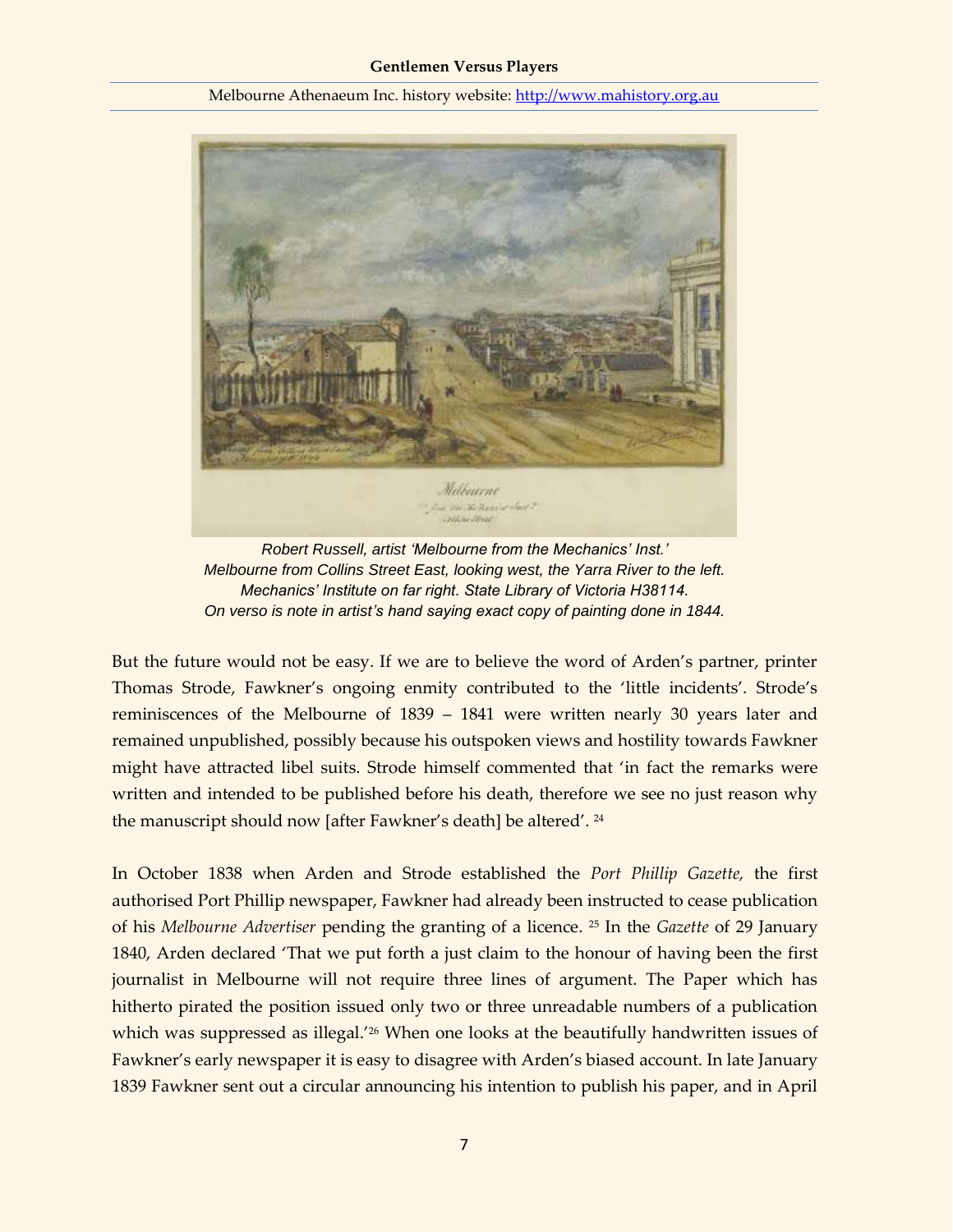Robert Russell, artist 'Melbourne from the Mechanics' Inst.'
Melbourne from Collins Street East, looking west, the Yarra River to the left.
Mechanics' Institute on far right. State Library of Victoria H38114.
On verso is note in artist's hand saying exact copy of painting done in 1844.

But the future would not be easy. If we are to believe the word of Arden's partner, printer Thomas Strode, Fawkner's ongoing enmity contributed to the 'little incidents'. Strode's reminiscences of the Melbourne of 1839 – 1841 were written nearly 30 years later and remained unpublished, possibly because his outspoken views and hostility towards Fawkner might have attracted libel suits. Strode himself commented that 'in fact the remarks were written and intended to be published before his death, therefore we see no just reason why the manuscript should now [after Fawkner's death] be altered'. [24]

In October 1838 when Arden and Strode established the *Port Phillip Gazette,* the first authorised Port Phillip newspaper, Fawkner had already been instructed to cease publication of his *Melbourne Advertiser* pending the granting of a licence. [25] In the *Gazette* of 29 January 1840, Arden declared 'That we put forth a just claim to the honour of having been the first journalist in Melbourne will not require three lines of argument. The Paper which has hitherto pirated the position issued only two or three unreadable numbers of a publication which was suppressed as illegal.'[26] When one looks at the beautifully handwritten issues of Fawkner's early newspaper it is easy to disagree with Arden's biased account. In late January 1839 Fawkner sent out a circular announcing his intention to publish his paper, and in April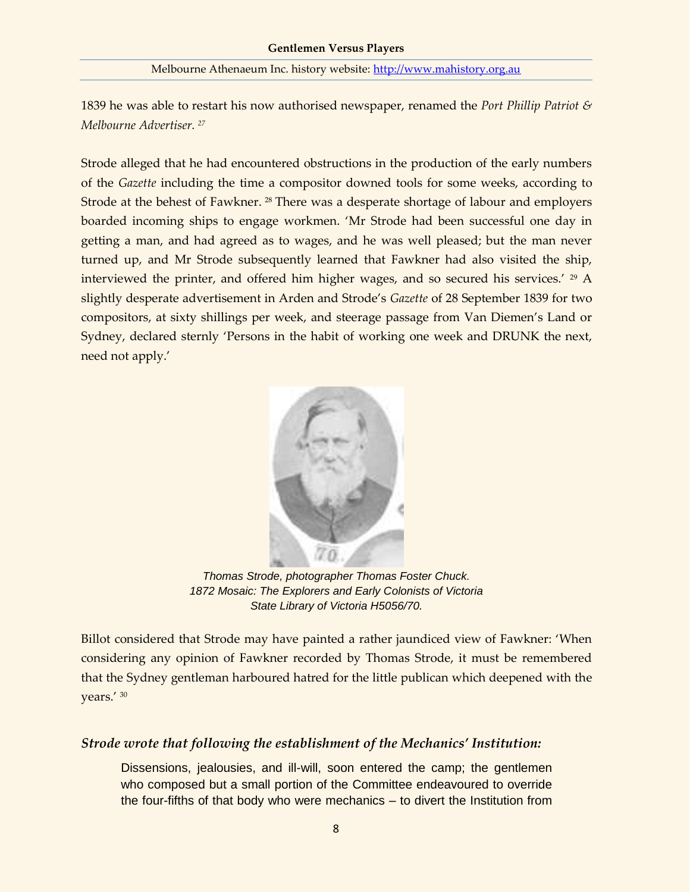1839 he was able to restart his now authorised newspaper, renamed the *Port Phillip Patriot & Melbourne Advertiser.* [27]

Strode alleged that he had encountered obstructions in the production of the early numbers of the *Gazette* including the time a compositor downed tools for some weeks, according to Strode at the behest of Fawkner. [28] There was a desperate shortage of labour and employers boarded incoming ships to engage workmen. 'Mr Strode had been successful one day in getting a man, and had agreed as to wages, and he was well pleased; but the man never turned up, and Mr Strode subsequently learned that Fawkner had also visited the ship, interviewed the printer, and offered him higher wages, and so secured his services.' [29] A slightly desperate advertisement in Arden and Strode's *Gazette* of 28 September 1839 for two compositors, at sixty shillings per week, and steerage passage from Van Diemen's Land or Sydney, declared sternly 'Persons in the habit of working one week and DRUNK the next, need not apply.'

*Thomas Strode, photographer Thomas Foster Chuck.*
*1872 Mosaic: The Explorers and Early Colonists of Victoria*
*State Library of Victoria H5056/70.*

Billot considered that Strode may have painted a rather jaundiced view of Fawkner: 'When considering any opinion of Fawkner recorded by Thomas Strode, it must be remembered that the Sydney gentleman harboured hatred for the little publican which deepened with the years.' [30]

### *Strode wrote that following the establishment of the Mechanics' Institution:*

> Dissensions, jealousies, and ill-will, soon entered the camp; the gentlemen who composed but a small portion of the Committee endeavoured to override the four-fifths of that body who were mechanics – to divert the Institution from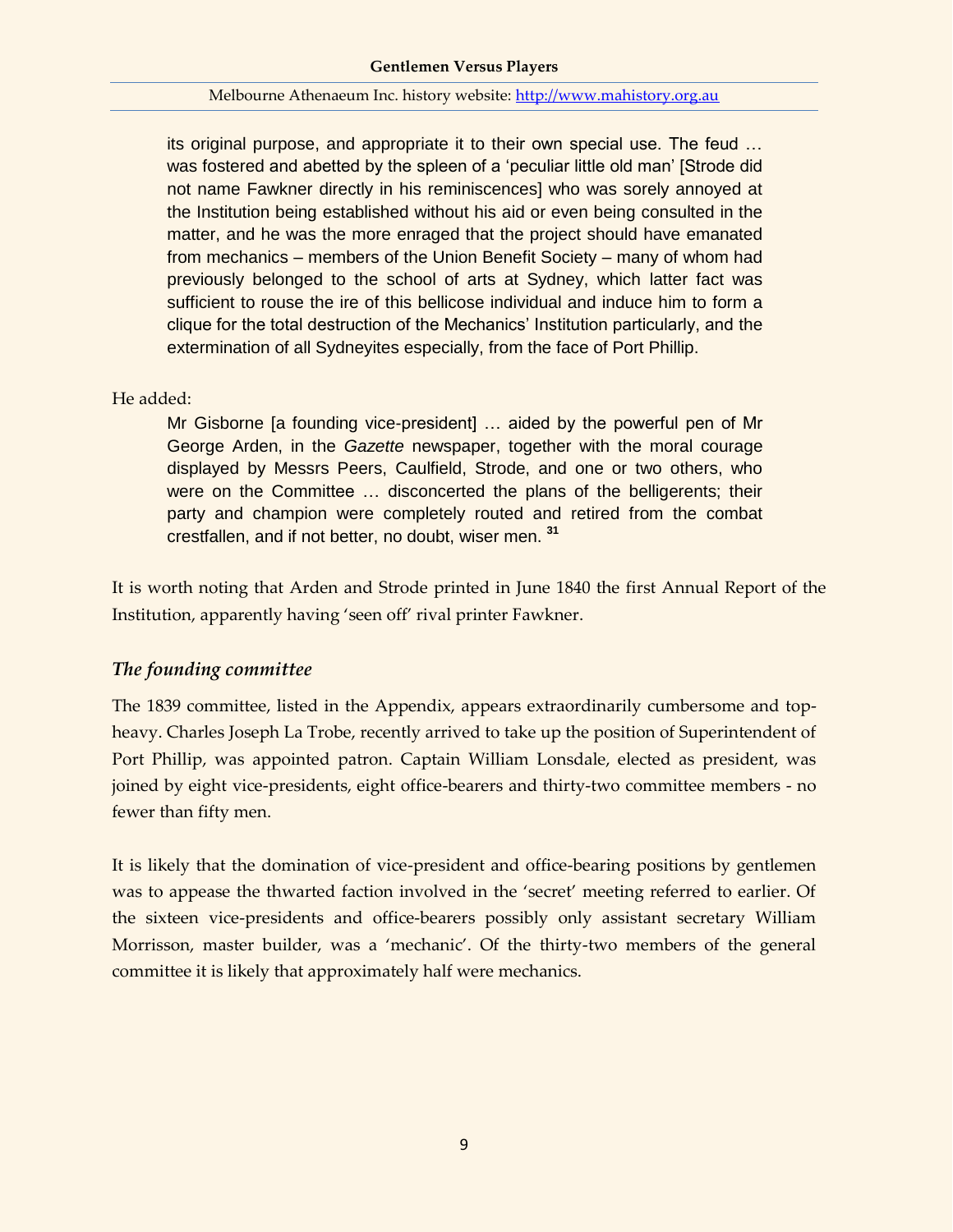> its original purpose, and appropriate it to their own special use. The feud … was fostered and abetted by the spleen of a 'peculiar little old man' [Strode did not name Fawkner directly in his reminiscences] who was sorely annoyed at the Institution being established without his aid or even being consulted in the matter, and he was the more enraged that the project should have emanated from mechanics – members of the Union Benefit Society – many of whom had previously belonged to the school of arts at Sydney, which latter fact was sufficient to rouse the ire of this bellicose individual and induce him to form a clique for the total destruction of the Mechanics' Institution particularly, and the extermination of all Sydneyites especially, from the face of Port Phillip.

He added:

> Mr Gisborne [a founding vice-president] … aided by the powerful pen of Mr George Arden, in the *Gazette* newspaper, together with the moral courage displayed by Messrs Peers, Caulfield, Strode, and one or two others, who were on the Committee … disconcerted the plans of the belligerents; their party and champion were completely routed and retired from the combat crestfallen, and if not better, no doubt, wiser men. [31]

It is worth noting that Arden and Strode printed in June 1840 the first Annual Report of the Institution, apparently having 'seen off' rival printer Fawkner.

### *The founding committee*

The 1839 committee, listed in the Appendix, appears extraordinarily cumbersome and top-heavy. Charles Joseph La Trobe, recently arrived to take up the position of Superintendent of Port Phillip, was appointed patron. Captain William Lonsdale, elected as president, was joined by eight vice-presidents, eight office-bearers and thirty-two committee members - no fewer than fifty men.

It is likely that the domination of vice-president and office-bearing positions by gentlemen was to appease the thwarted faction involved in the 'secret' meeting referred to earlier. Of the sixteen vice-presidents and office-bearers possibly only assistant secretary William Morrisson, master builder, was a 'mechanic'. Of the thirty-two members of the general committee it is likely that approximately half were mechanics.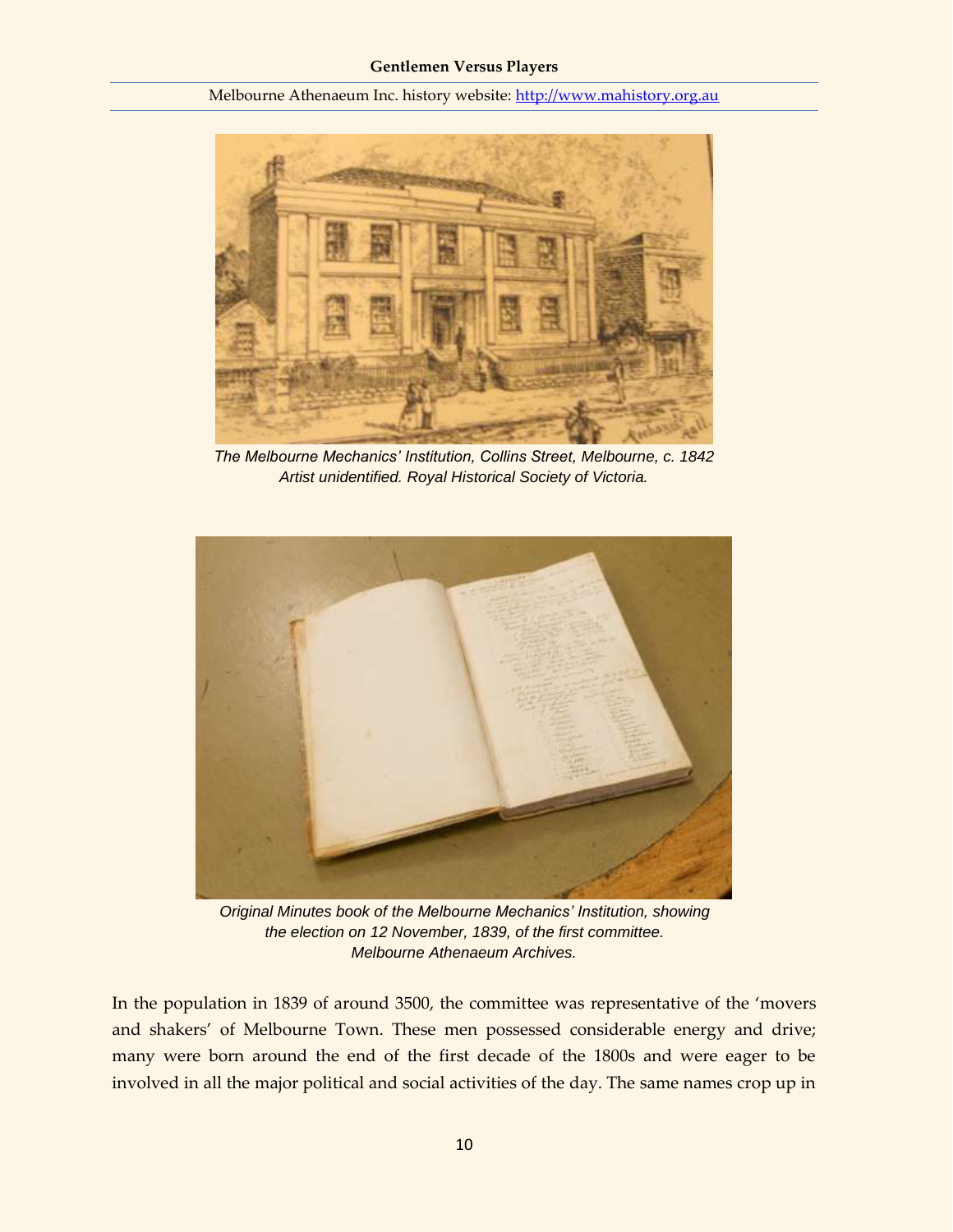*The Melbourne Mechanics' Institution, Collins Street, Melbourne, c. 1842*
*Artist unidentified. Royal Historical Society of Victoria.*

*Original Minutes book of the Melbourne Mechanics' Institution, showing the election on 12 November, 1839, of the first committee.*
*Melbourne Athenaeum Archives.*

In the population in 1839 of around 3500, the committee was representative of the 'movers and shakers' of Melbourne Town. These men possessed considerable energy and drive; many were born around the end of the first decade of the 1800s and were eager to be involved in all the major political and social activities of the day. The same names crop up in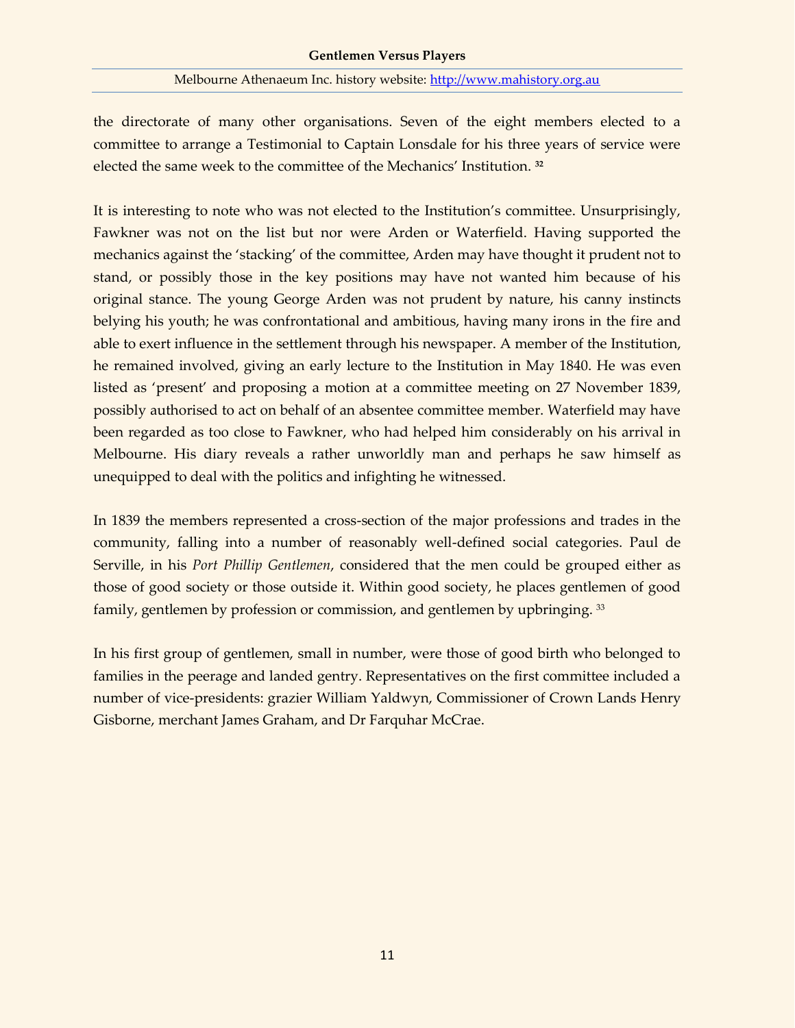the directorate of many other organisations. Seven of the eight members elected to a committee to arrange a Testimonial to Captain Lonsdale for his three years of service were elected the same week to the committee of the Mechanics' Institution. [32]

It is interesting to note who was not elected to the Institution's committee. Unsurprisingly, Fawkner was not on the list but nor were Arden or Waterfield. Having supported the mechanics against the 'stacking' of the committee, Arden may have thought it prudent not to stand, or possibly those in the key positions may have not wanted him because of his original stance. The young George Arden was not prudent by nature, his canny instincts belying his youth; he was confrontational and ambitious, having many irons in the fire and able to exert influence in the settlement through his newspaper. A member of the Institution, he remained involved, giving an early lecture to the Institution in May 1840. He was even listed as 'present' and proposing a motion at a committee meeting on 27 November 1839, possibly authorised to act on behalf of an absentee committee member. Waterfield may have been regarded as too close to Fawkner, who had helped him considerably on his arrival in Melbourne. His diary reveals a rather unworldly man and perhaps he saw himself as unequipped to deal with the politics and infighting he witnessed.

In 1839 the members represented a cross-section of the major professions and trades in the community, falling into a number of reasonably well-defined social categories. Paul de Serville, in his *Port Phillip Gentlemen*, considered that the men could be grouped either as those of good society or those outside it. Within good society, he places gentlemen of good family, gentlemen by profession or commission, and gentlemen by upbringing. [33]

In his first group of gentlemen, small in number, were those of good birth who belonged to families in the peerage and landed gentry. Representatives on the first committee included a number of vice-presidents: grazier William Yaldwyn, Commissioner of Crown Lands Henry Gisborne, merchant James Graham, and Dr Farquhar McCrae.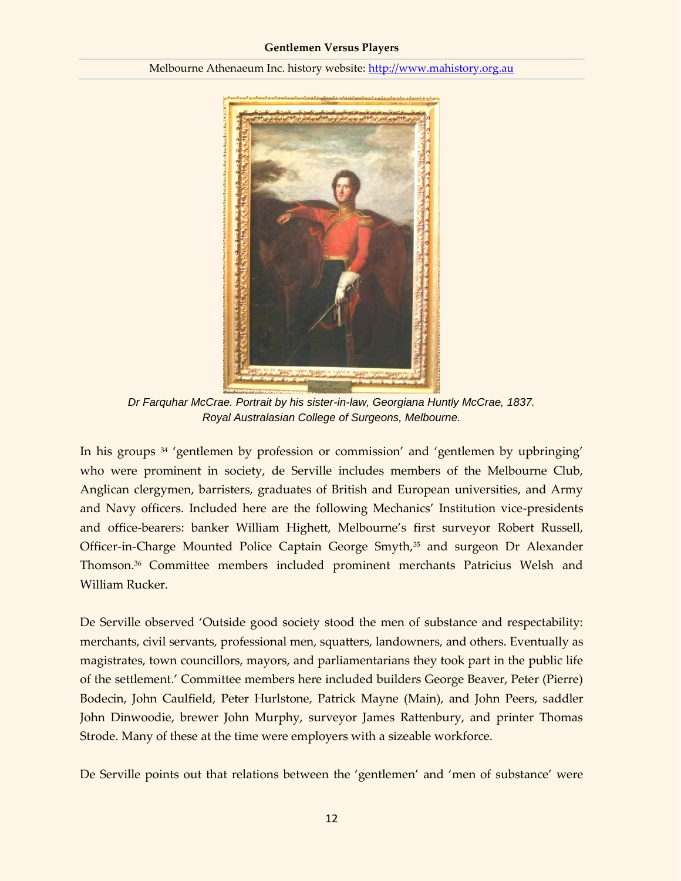*Dr Farquhar McCrae. Portrait by his sister-in-law, Georgiana Huntly McCrae, 1837. Royal Australasian College of Surgeons, Melbourne.*

In his groups [34] 'gentlemen by profession or commission' and 'gentlemen by upbringing' who were prominent in society, de Serville includes members of the Melbourne Club, Anglican clergymen, barristers, graduates of British and European universities, and Army and Navy officers. Included here are the following Mechanics' Institution vice-presidents and office-bearers: banker William Highett, Melbourne's first surveyor Robert Russell, Officer-in-Charge Mounted Police Captain George Smyth,[35] and surgeon Dr Alexander Thomson.[36] Committee members included prominent merchants Patricius Welsh and William Rucker.

De Serville observed 'Outside good society stood the men of substance and respectability: merchants, civil servants, professional men, squatters, landowners, and others. Eventually as magistrates, town councillors, mayors, and parliamentarians they took part in the public life of the settlement.' Committee members here included builders George Beaver, Peter (Pierre) Bodecin, John Caulfield, Peter Hurlstone, Patrick Mayne (Main), and John Peers, saddler John Dinwoodie, brewer John Murphy, surveyor James Rattenbury, and printer Thomas Strode. Many of these at the time were employers with a sizeable workforce.

De Serville points out that relations between the 'gentlemen' and 'men of substance' were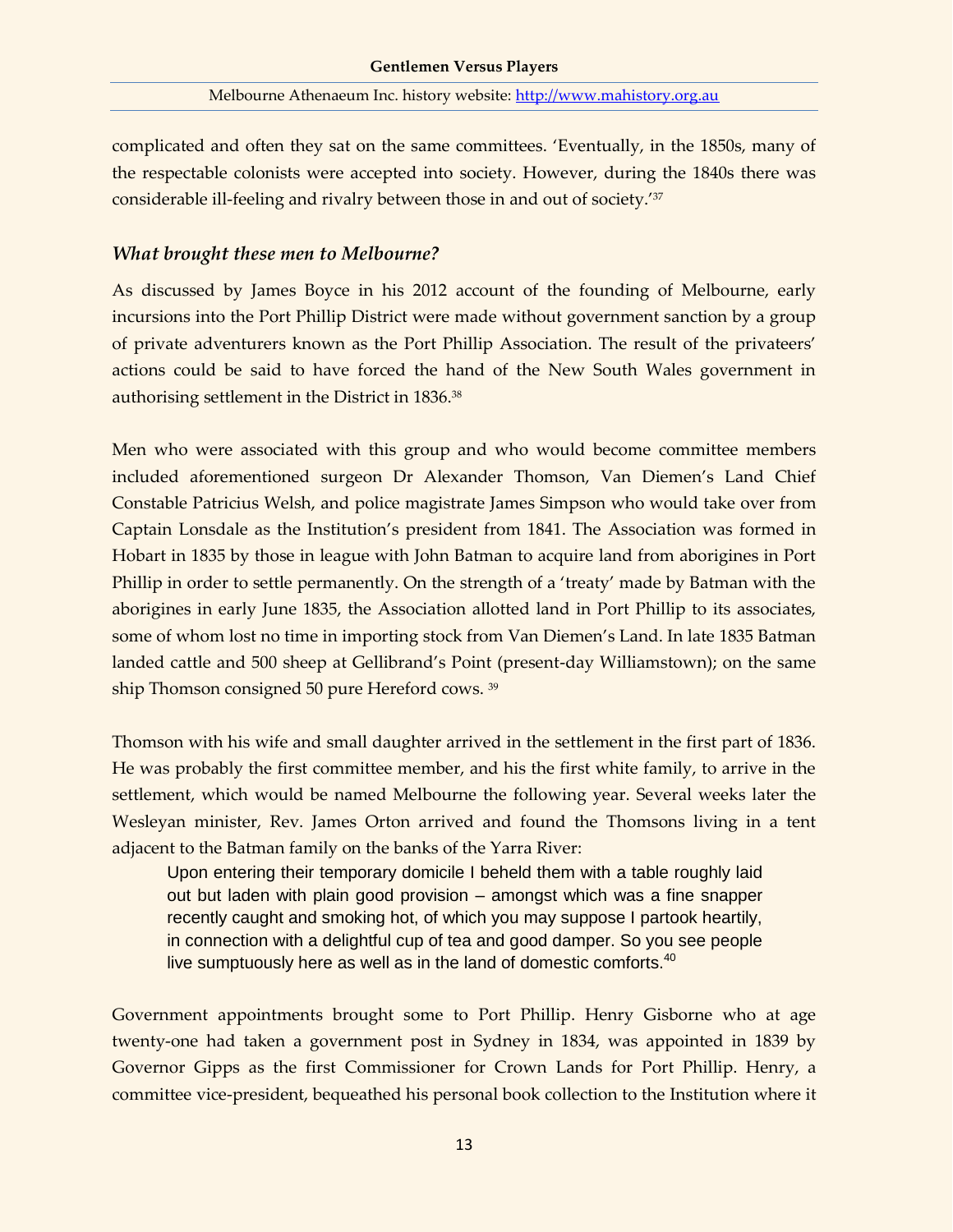complicated and often they sat on the same committees. 'Eventually, in the 1850s, many of the respectable colonists were accepted into society. However, during the 1840s there was considerable ill-feeling and rivalry between those in and out of society.'[37]

### *What brought these men to Melbourne?*

As discussed by James Boyce in his 2012 account of the founding of Melbourne, early incursions into the Port Phillip District were made without government sanction by a group of private adventurers known as the Port Phillip Association. The result of the privateers' actions could be said to have forced the hand of the New South Wales government in authorising settlement in the District in 1836.[38]

Men who were associated with this group and who would become committee members included aforementioned surgeon Dr Alexander Thomson, Van Diemen's Land Chief Constable Patricius Welsh, and police magistrate James Simpson who would take over from Captain Lonsdale as the Institution's president from 1841. The Association was formed in Hobart in 1835 by those in league with John Batman to acquire land from aborigines in Port Phillip in order to settle permanently. On the strength of a 'treaty' made by Batman with the aborigines in early June 1835, the Association allotted land in Port Phillip to its associates, some of whom lost no time in importing stock from Van Diemen's Land. In late 1835 Batman landed cattle and 500 sheep at Gellibrand's Point (present-day Williamstown); on the same ship Thomson consigned 50 pure Hereford cows. [39]

Thomson with his wife and small daughter arrived in the settlement in the first part of 1836. He was probably the first committee member, and his the first white family, to arrive in the settlement, which would be named Melbourne the following year. Several weeks later the Wesleyan minister, Rev. James Orton arrived and found the Thomsons living in a tent adjacent to the Batman family on the banks of the Yarra River:

> Upon entering their temporary domicile I beheld them with a table roughly laid out but laden with plain good provision – amongst which was a fine snapper recently caught and smoking hot, of which you may suppose I partook heartily, in connection with a delightful cup of tea and good damper. So you see people live sumptuously here as well as in the land of domestic comforts.[40]

Government appointments brought some to Port Phillip. Henry Gisborne who at age twenty-one had taken a government post in Sydney in 1834, was appointed in 1839 by Governor Gipps as the first Commissioner for Crown Lands for Port Phillip. Henry, a committee vice-president, bequeathed his personal book collection to the Institution where it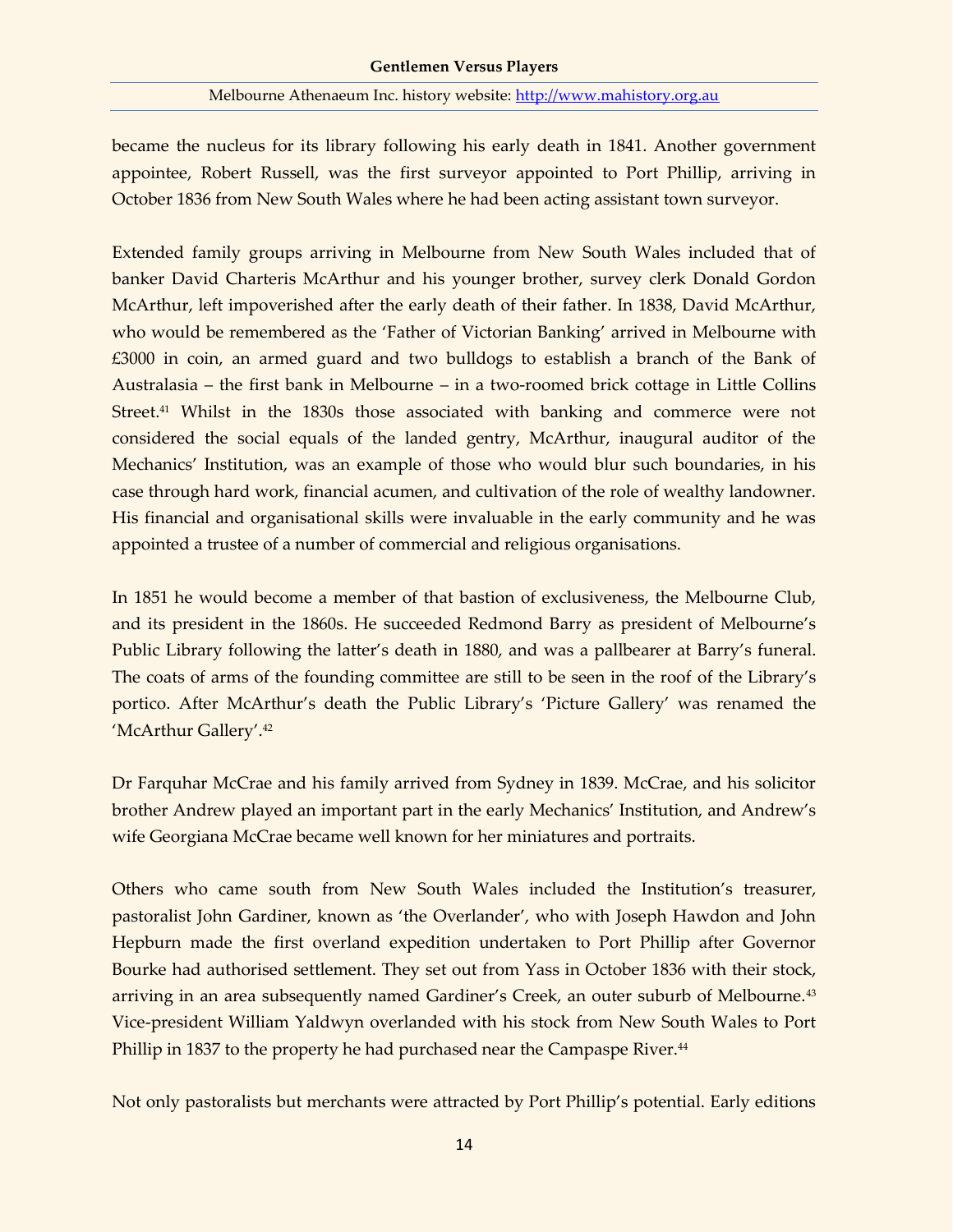became the nucleus for its library following his early death in 1841. Another government appointee, Robert Russell, was the first surveyor appointed to Port Phillip, arriving in October 1836 from New South Wales where he had been acting assistant town surveyor.

Extended family groups arriving in Melbourne from New South Wales included that of banker David Charteris McArthur and his younger brother, survey clerk Donald Gordon McArthur, left impoverished after the early death of their father. In 1838, David McArthur, who would be remembered as the 'Father of Victorian Banking' arrived in Melbourne with £3000 in coin, an armed guard and two bulldogs to establish a branch of the Bank of Australasia – the first bank in Melbourne – in a two-roomed brick cottage in Little Collins Street.[41] Whilst in the 1830s those associated with banking and commerce were not considered the social equals of the landed gentry, McArthur, inaugural auditor of the Mechanics' Institution, was an example of those who would blur such boundaries, in his case through hard work, financial acumen, and cultivation of the role of wealthy landowner. His financial and organisational skills were invaluable in the early community and he was appointed a trustee of a number of commercial and religious organisations.

In 1851 he would become a member of that bastion of exclusiveness, the Melbourne Club, and its president in the 1860s. He succeeded Redmond Barry as president of Melbourne's Public Library following the latter's death in 1880, and was a pallbearer at Barry's funeral. The coats of arms of the founding committee are still to be seen in the roof of the Library's portico. After McArthur's death the Public Library's 'Picture Gallery' was renamed the 'McArthur Gallery'.[42]

Dr Farquhar McCrae and his family arrived from Sydney in 1839. McCrae, and his solicitor brother Andrew played an important part in the early Mechanics' Institution, and Andrew's wife Georgiana McCrae became well known for her miniatures and portraits.

Others who came south from New South Wales included the Institution's treasurer, pastoralist John Gardiner, known as 'the Overlander', who with Joseph Hawdon and John Hepburn made the first overland expedition undertaken to Port Phillip after Governor Bourke had authorised settlement. They set out from Yass in October 1836 with their stock, arriving in an area subsequently named Gardiner's Creek, an outer suburb of Melbourne.[43] Vice-president William Yaldwyn overlanded with his stock from New South Wales to Port Phillip in 1837 to the property he had purchased near the Campaspe River.[44]

Not only pastoralists but merchants were attracted by Port Phillip's potential. Early editions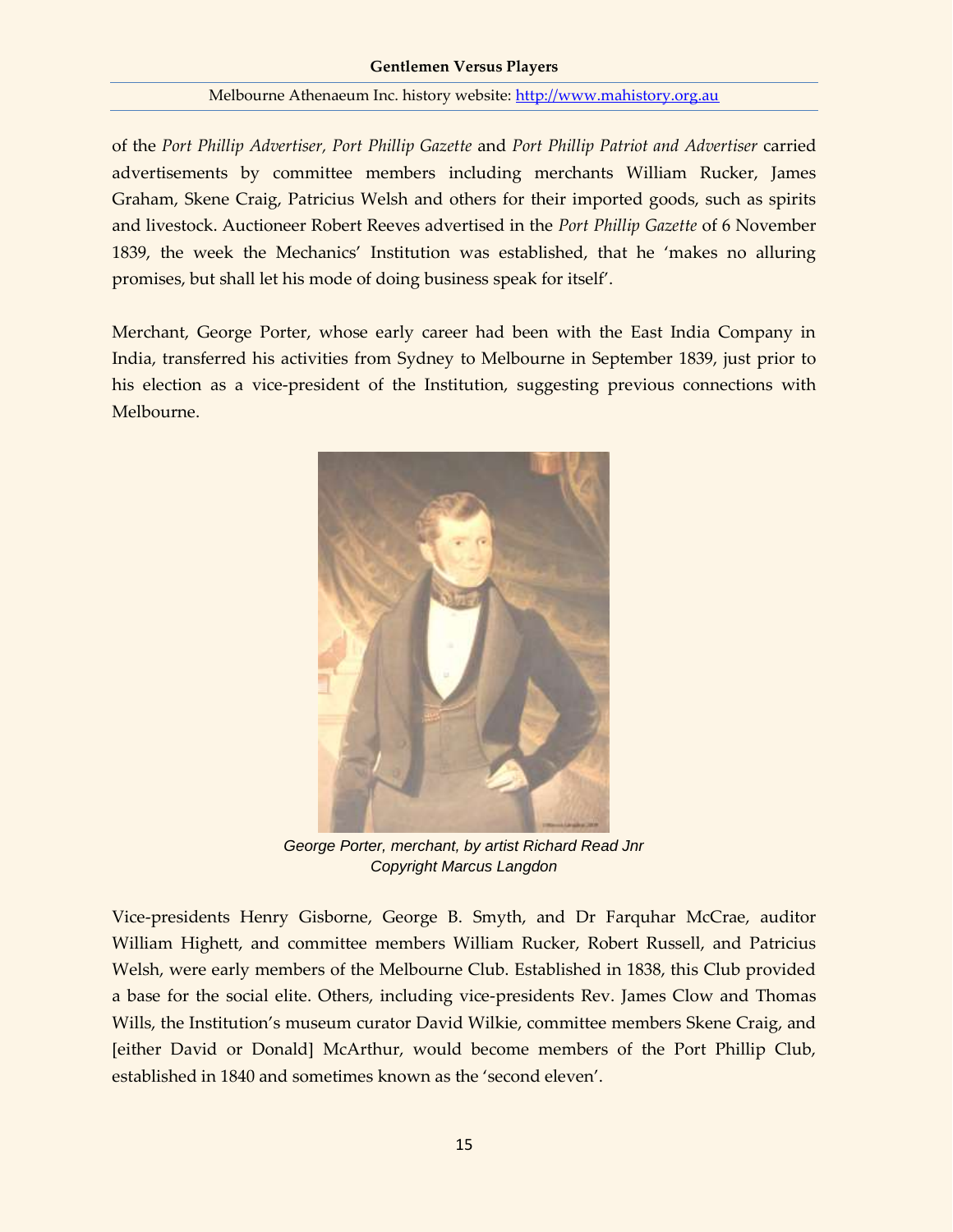of the *Port Phillip Advertiser*, *Port Phillip Gazette* and *Port Phillip Patriot and Advertiser* carried advertisements by committee members including merchants William Rucker, James Graham, Skene Craig, Patricius Welsh and others for their imported goods, such as spirits and livestock. Auctioneer Robert Reeves advertised in the *Port Phillip Gazette* of 6 November 1839, the week the Mechanics' Institution was established, that he 'makes no alluring promises, but shall let his mode of doing business speak for itself'.

Merchant, George Porter, whose early career had been with the East India Company in India, transferred his activities from Sydney to Melbourne in September 1839, just prior to his election as a vice-president of the Institution, suggesting previous connections with Melbourne.

*George Porter, merchant, by artist Richard Read Jnr*
*Copyright Marcus Langdon*

Vice-presidents Henry Gisborne, George B. Smyth, and Dr Farquhar McCrae, auditor William Highett, and committee members William Rucker, Robert Russell, and Patricius Welsh, were early members of the Melbourne Club. Established in 1838, this Club provided a base for the social elite. Others, including vice-presidents Rev. James Clow and Thomas Wills, the Institution's museum curator David Wilkie, committee members Skene Craig, and [either David or Donald] McArthur, would become members of the Port Phillip Club, established in 1840 and sometimes known as the 'second eleven'.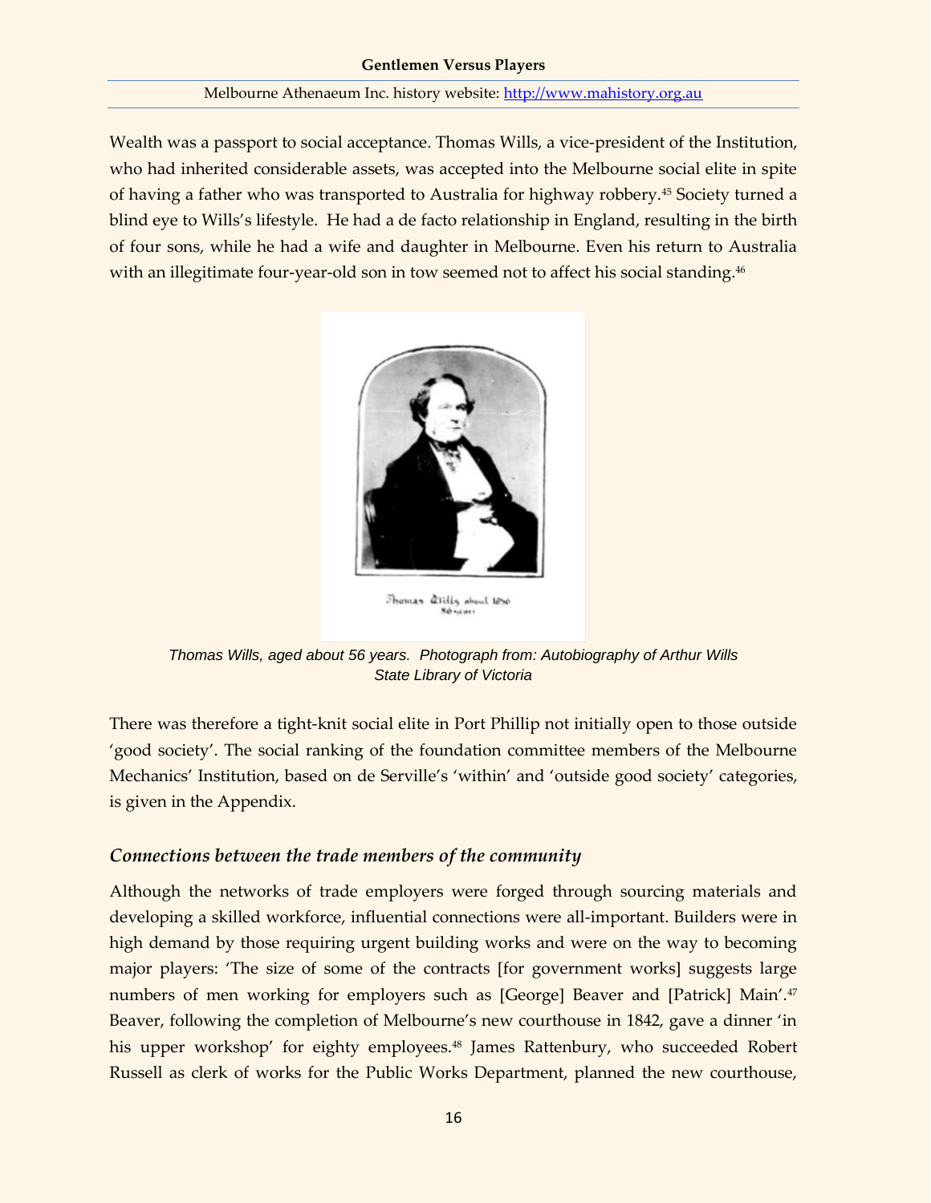Wealth was a passport to social acceptance. Thomas Wills, a vice-president of the Institution, who had inherited considerable assets, was accepted into the Melbourne social elite in spite of having a father who was transported to Australia for highway robbery.[45] Society turned a blind eye to Wills's lifestyle. He had a de facto relationship in England, resulting in the birth of four sons, while he had a wife and daughter in Melbourne. Even his return to Australia with an illegitimate four-year-old son in tow seemed not to affect his social standing.[46]

*Thomas Wills, aged about 56 years. Photograph from: Autobiography of Arthur Wills State Library of Victoria*

There was therefore a tight-knit social elite in Port Phillip not initially open to those outside 'good society'. The social ranking of the foundation committee members of the Melbourne Mechanics' Institution, based on de Serville's 'within' and 'outside good society' categories, is given in the Appendix.

### *Connections between the trade members of the community*

Although the networks of trade employers were forged through sourcing materials and developing a skilled workforce, influential connections were all-important. Builders were in high demand by those requiring urgent building works and were on the way to becoming major players: 'The size of some of the contracts [for government works] suggests large numbers of men working for employers such as [George] Beaver and [Patrick] Main'.[47] Beaver, following the completion of Melbourne's new courthouse in 1842, gave a dinner 'in his upper workshop' for eighty employees.[48] James Rattenbury, who succeeded Robert Russell as clerk of works for the Public Works Department, planned the new courthouse,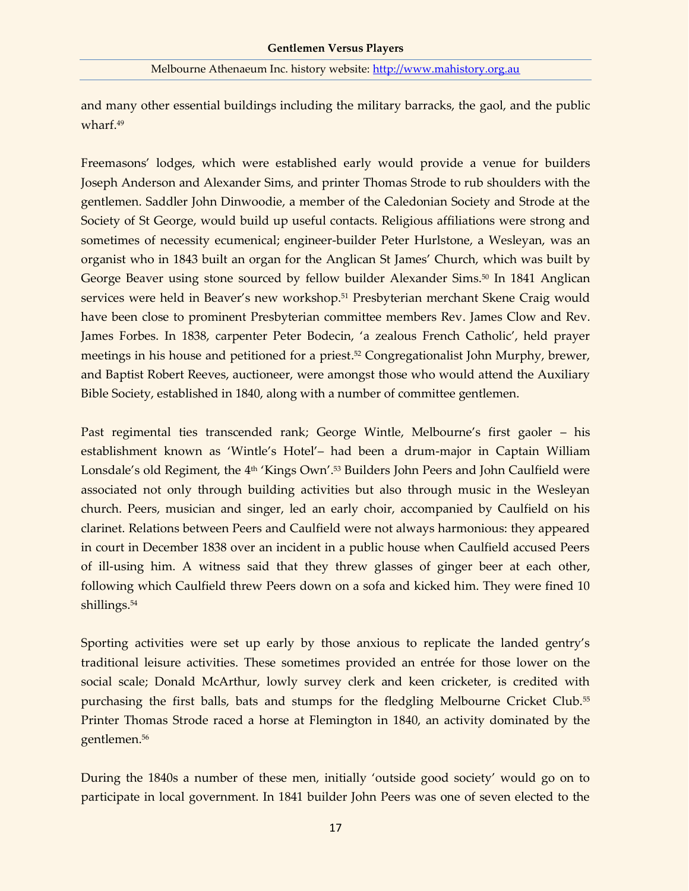and many other essential buildings including the military barracks, the gaol, and the public wharf.[49]

Freemasons' lodges, which were established early would provide a venue for builders Joseph Anderson and Alexander Sims, and printer Thomas Strode to rub shoulders with the gentlemen. Saddler John Dinwoodie, a member of the Caledonian Society and Strode at the Society of St George, would build up useful contacts. Religious affiliations were strong and sometimes of necessity ecumenical; engineer-builder Peter Hurlstone, a Wesleyan, was an organist who in 1843 built an organ for the Anglican St James' Church, which was built by George Beaver using stone sourced by fellow builder Alexander Sims.[50] In 1841 Anglican services were held in Beaver's new workshop.[51] Presbyterian merchant Skene Craig would have been close to prominent Presbyterian committee members Rev. James Clow and Rev. James Forbes. In 1838, carpenter Peter Bodecin, 'a zealous French Catholic', held prayer meetings in his house and petitioned for a priest.[52] Congregationalist John Murphy, brewer, and Baptist Robert Reeves, auctioneer, were amongst those who would attend the Auxiliary Bible Society, established in 1840, along with a number of committee gentlemen.

Past regimental ties transcended rank; George Wintle, Melbourne's first gaoler – his establishment known as 'Wintle's Hotel'– had been a drum-major in Captain William Lonsdale's old Regiment, the 4th 'Kings Own'.[53] Builders John Peers and John Caulfield were associated not only through building activities but also through music in the Wesleyan church. Peers, musician and singer, led an early choir, accompanied by Caulfield on his clarinet. Relations between Peers and Caulfield were not always harmonious: they appeared in court in December 1838 over an incident in a public house when Caulfield accused Peers of ill-using him. A witness said that they threw glasses of ginger beer at each other, following which Caulfield threw Peers down on a sofa and kicked him. They were fined 10 shillings.[54]

Sporting activities were set up early by those anxious to replicate the landed gentry's traditional leisure activities. These sometimes provided an entrée for those lower on the social scale; Donald McArthur, lowly survey clerk and keen cricketer, is credited with purchasing the first balls, bats and stumps for the fledgling Melbourne Cricket Club.[55] Printer Thomas Strode raced a horse at Flemington in 1840, an activity dominated by the gentlemen.[56]

During the 1840s a number of these men, initially 'outside good society' would go on to participate in local government. In 1841 builder John Peers was one of seven elected to the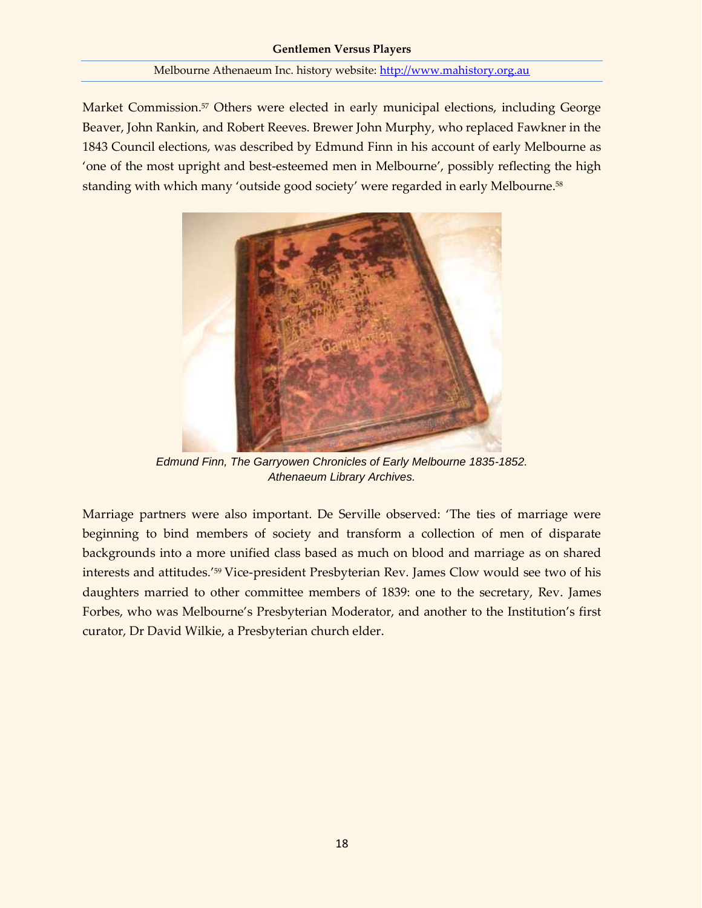Market Commission.[57] Others were elected in early municipal elections, including George Beaver, John Rankin, and Robert Reeves. Brewer John Murphy, who replaced Fawkner in the 1843 Council elections, was described by Edmund Finn in his account of early Melbourne as 'one of the most upright and best-esteemed men in Melbourne', possibly reflecting the high standing with which many 'outside good society' were regarded in early Melbourne.[58]

*Edmund Finn, The Garryowen Chronicles of Early Melbourne 1835-1852. Athenaeum Library Archives.*

Marriage partners were also important. De Serville observed: 'The ties of marriage were beginning to bind members of society and transform a collection of men of disparate backgrounds into a more unified class based as much on blood and marriage as on shared interests and attitudes.'[59] Vice-president Presbyterian Rev. James Clow would see two of his daughters married to other committee members of 1839: one to the secretary, Rev. James Forbes, who was Melbourne's Presbyterian Moderator, and another to the Institution's first curator, Dr David Wilkie, a Presbyterian church elder.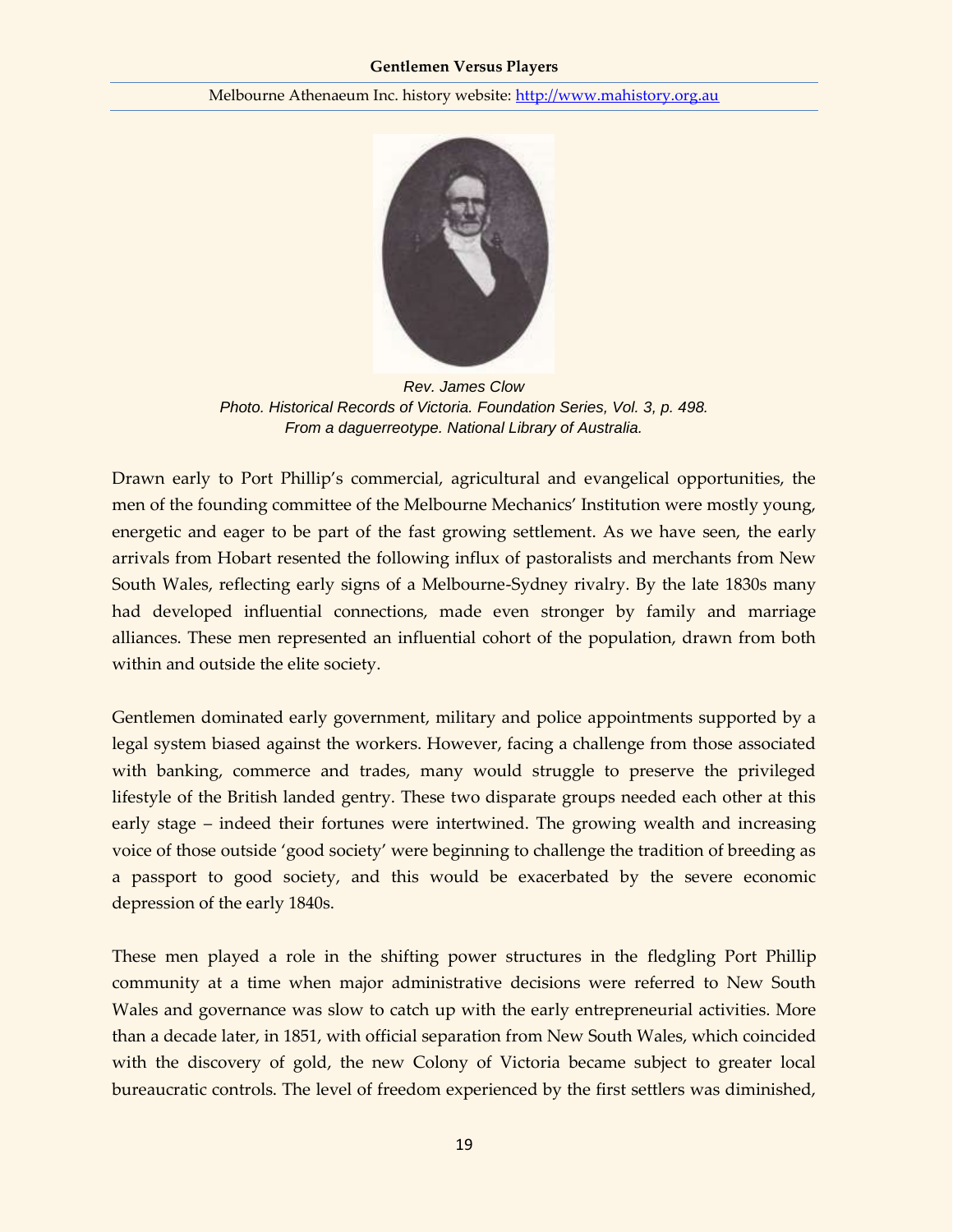*Rev. James Clow*
*Photo. Historical Records of Victoria. Foundation Series, Vol. 3, p. 498.*
*From a daguerreotype. National Library of Australia.*

Drawn early to Port Phillip's commercial, agricultural and evangelical opportunities, the men of the founding committee of the Melbourne Mechanics' Institution were mostly young, energetic and eager to be part of the fast growing settlement. As we have seen, the early arrivals from Hobart resented the following influx of pastoralists and merchants from New South Wales, reflecting early signs of a Melbourne-Sydney rivalry. By the late 1830s many had developed influential connections, made even stronger by family and marriage alliances. These men represented an influential cohort of the population, drawn from both within and outside the elite society.

Gentlemen dominated early government, military and police appointments supported by a legal system biased against the workers. However, facing a challenge from those associated with banking, commerce and trades, many would struggle to preserve the privileged lifestyle of the British landed gentry. These two disparate groups needed each other at this early stage – indeed their fortunes were intertwined. The growing wealth and increasing voice of those outside 'good society' were beginning to challenge the tradition of breeding as a passport to good society, and this would be exacerbated by the severe economic depression of the early 1840s.

These men played a role in the shifting power structures in the fledgling Port Phillip community at a time when major administrative decisions were referred to New South Wales and governance was slow to catch up with the early entrepreneurial activities. More than a decade later, in 1851, with official separation from New South Wales, which coincided with the discovery of gold, the new Colony of Victoria became subject to greater local bureaucratic controls. The level of freedom experienced by the first settlers was diminished,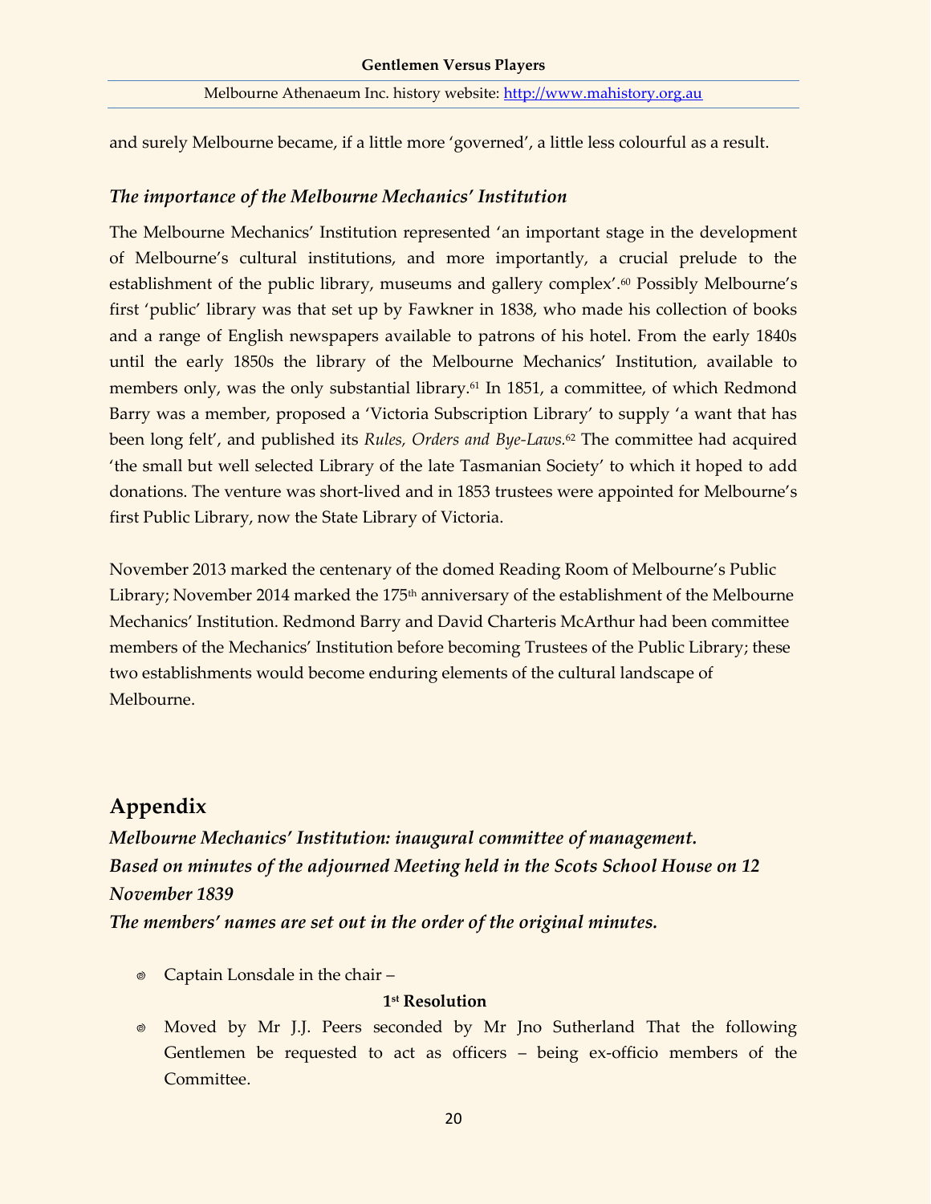and surely Melbourne became, if a little more 'governed', a little less colourful as a result.

### *The importance of the Melbourne Mechanics' Institution*

The Melbourne Mechanics' Institution represented 'an important stage in the development of Melbourne's cultural institutions, and more importantly, a crucial prelude to the establishment of the public library, museums and gallery complex'.[60] Possibly Melbourne's first 'public' library was that set up by Fawkner in 1838, who made his collection of books and a range of English newspapers available to patrons of his hotel. From the early 1840s until the early 1850s the library of the Melbourne Mechanics' Institution, available to members only, was the only substantial library.[61] In 1851, a committee, of which Redmond Barry was a member, proposed a 'Victoria Subscription Library' to supply 'a want that has been long felt', and published its *Rules, Orders and Bye-Laws*.[62] The committee had acquired 'the small but well selected Library of the late Tasmanian Society' to which it hoped to add donations. The venture was short-lived and in 1853 trustees were appointed for Melbourne's first Public Library, now the State Library of Victoria.

November 2013 marked the centenary of the domed Reading Room of Melbourne's Public Library; November 2014 marked the 175th anniversary of the establishment of the Melbourne Mechanics' Institution. Redmond Barry and David Charteris McArthur had been committee members of the Mechanics' Institution before becoming Trustees of the Public Library; these two establishments would become enduring elements of the cultural landscape of Melbourne.

## Appendix

***Melbourne Mechanics' Institution: inaugural committee of management.***
***Based on minutes of the adjourned Meeting held in the Scots School House on 12 November 1839***
***The members' names are set out in the order of the original minutes.***

- Captain Lonsdale in the chair –

**1st Resolution**

- Moved by Mr J.J. Peers seconded by Mr Jno Sutherland That the following Gentlemen be requested to act as officers – being ex-officio members of the Committee.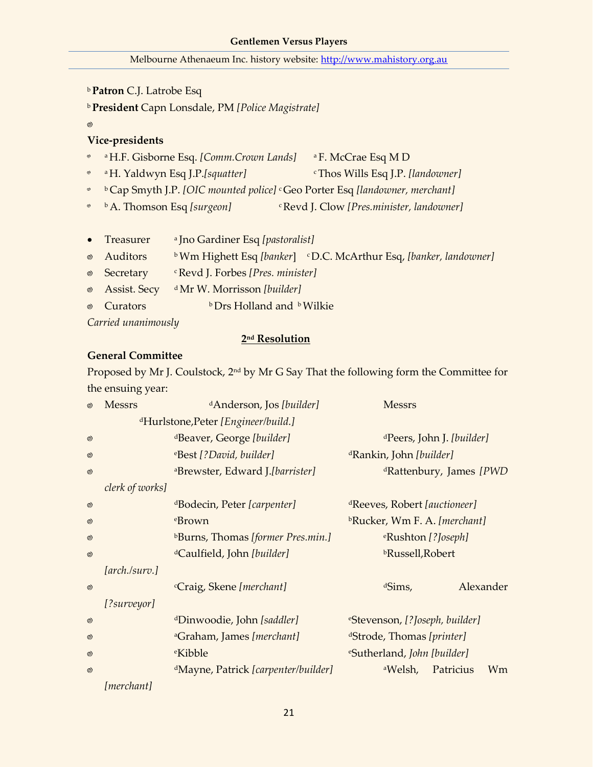[b] **Patron** C.J. Latrobe Esq

[b] **President** Capn Lonsdale, PM *[Police Magistrate]*

### Vice-presidents

- [a] H.F. Gisborne Esq. *[Comm.Crown Lands]*
- [a] F. McCrae Esq M D
- [a] H. Yaldwyn Esq J.P. *[squatter]*
- [c] Thos Wills Esq J.P. *[landowner]*
- [b] Cap Smyth J.P. *[OIC mounted police]*
- [c] Geo Porter Esq *[landowner, merchant]*
- [b] A. Thomson Esq *[surgeon]*
- [c] Revd J. Clow *[Pres.minister, landowner]*

- Treasurer [a] Jno Gardiner Esq *[pastoralist]*
- Auditors [b] Wm Highett Esq *[banker]* [c] D.C. McArthur Esq, *[banker, landowner]*
- Secretary [c] Revd J. Forbes *[Pres. minister]*
- Assist. Secy [d] Mr W. Morrisson *[builder]*
- Curators [b] Drs Holland and [b] Wilkie

*Carried unanimously*

## 2nd Resolution

**General Committee**

Proposed by Mr J. Coulstock, 2nd by Mr G Say That the following form the Committee for the ensuing year:

Messrs

- [d] Anderson, Jos *[builder]*
- [d] Beaver, George *[builder]*
- [e] Best *[?David, builder]*
- [a] Brewster, Edward J. *[barrister]*
- [d] Bodecin, Peter *[carpenter]*
- [e] Brown
- [b] Burns, Thomas *[former Pres.min.]*
- [d] Caulfield, John *[builder]*
- [c] Craig, Skene *[merchant]*
- [d] Dinwoodie, John *[saddler]*
- [a] Graham, James *[merchant]*
- [e] Kibble
- [d] Mayne, Patrick *[carpenter/builder]*

Messrs

- [d] Hurlstone, Peter *[Engineer/build.]*
- [d] Peers, John J. *[builder]*
- [d] Rankin, John *[builder]*
- [d] Rattenbury, James *[PWD clerk of works]*
- [d] Reeves, Robert *[auctioneer]*
- [b] Rucker, Wm F. A. *[merchant]*
- [e] Rushton *[?Joseph]*
- [b] Russell, Robert *[arch./surv.]*
- [d] Sims, Alexander *[?surveyor]*
- [e] Stevenson, *[?Joseph, builder]*
- [d] Strode, Thomas *[printer]*
- [e] Sutherland, *John [builder]*
- [a] Welsh, Patricius Wm *[merchant]*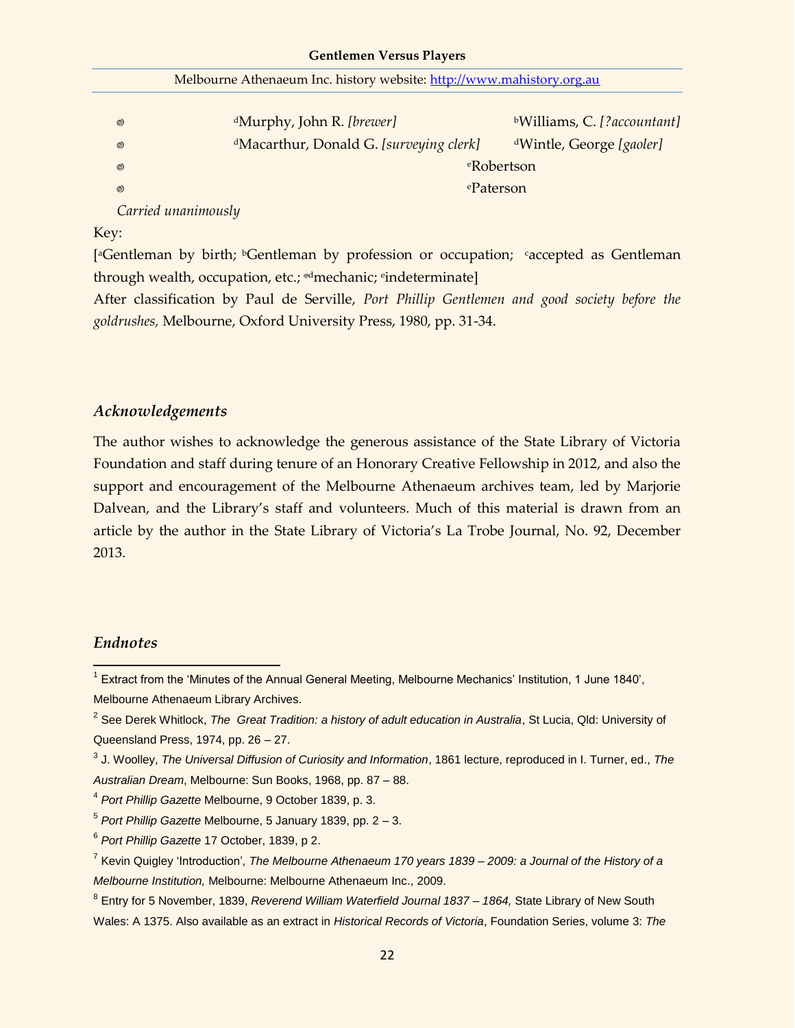| | | |
|---|---|---|
| ◎ | [d]Murphy, John R. *[brewer]* | [b]Williams, C. *[?accountant]* |
| ◎ | [d]Macarthur, Donald G. *[surveying clerk]* | [d]Wintle, George *[gaoler]* |
| ◎ | | [e]Robertson |
| ◎ | | [e]Paterson |

*Carried unanimously*

Key:

[[a]Gentleman by birth; [b]Gentleman by profession or occupation; [c]accepted as Gentleman through wealth, occupation, etc.; [◎d]mechanic; [e]indeterminate]

After classification by Paul de Serville, *Port Phillip Gentlemen and good society before the goldrushes,* Melbourne, Oxford University Press, 1980, pp. 31-34.

### *Acknowledgements*

The author wishes to acknowledge the generous assistance of the State Library of Victoria Foundation and staff during tenure of an Honorary Creative Fellowship in 2012, and also the support and encouragement of the Melbourne Athenaeum archives team, led by Marjorie Dalvean, and the Library's staff and volunteers. Much of this material is drawn from an article by the author in the State Library of Victoria's La Trobe Journal, No. 92, December 2013.

### *Endnotes*

[1] Extract from the 'Minutes of the Annual General Meeting, Melbourne Mechanics' Institution, 1 June 1840', Melbourne Athenaeum Library Archives.

[2] See Derek Whitlock, *The Great Tradition: a history of adult education in Australia*, St Lucia, Qld: University of Queensland Press, 1974, pp. 26 – 27.

[3] J. Woolley, *The Universal Diffusion of Curiosity and Information*, 1861 lecture, reproduced in I. Turner, ed., *The Australian Dream*, Melbourne: Sun Books, 1968, pp. 87 – 88.

[4] *Port Phillip Gazette* Melbourne, 9 October 1839, p. 3.

[5] *Port Phillip Gazette* Melbourne, 5 January 1839, pp. 2 – 3.

[6] *Port Phillip Gazette* 17 October, 1839, p 2.

[7] Kevin Quigley 'Introduction', *The Melbourne Athenaeum 170 years 1839 – 2009: a Journal of the History of a Melbourne Institution,* Melbourne: Melbourne Athenaeum Inc., 2009.

[8] Entry for 5 November, 1839, *Reverend William Waterfield Journal 1837 – 1864,* State Library of New South Wales: A 1375. Also available as an extract in *Historical Records of Victoria*, Foundation Series, volume 3: *The*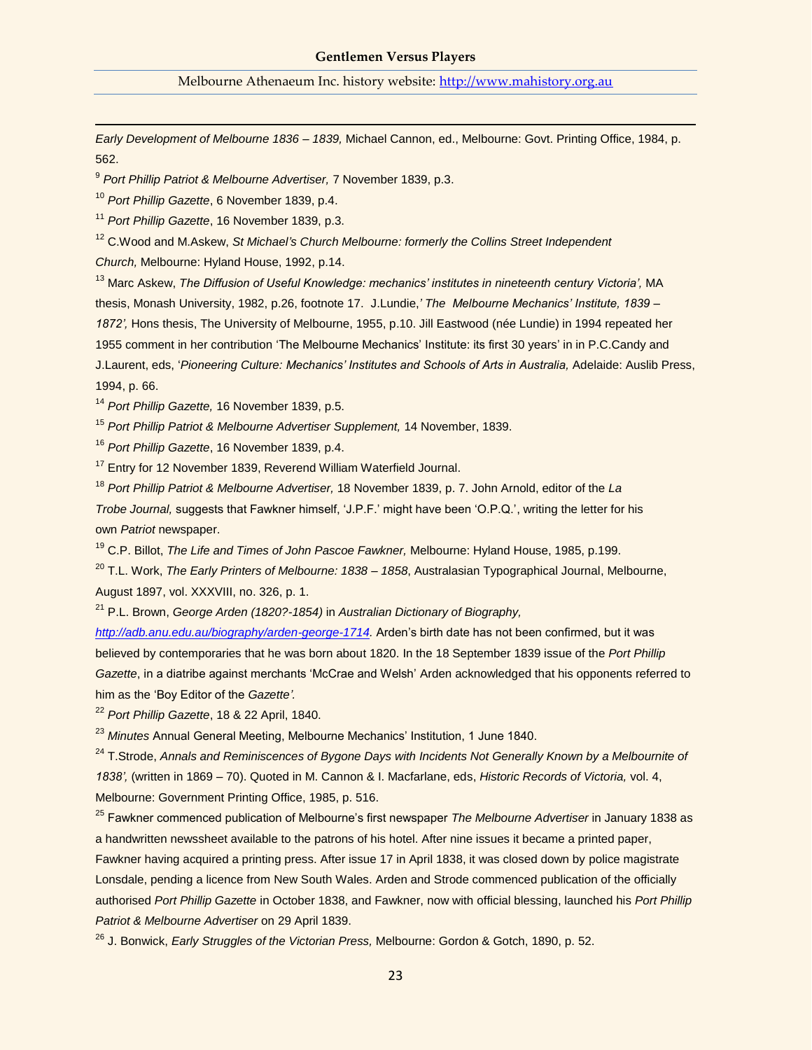*Early Development of Melbourne 1836 – 1839,* Michael Cannon, ed., Melbourne: Govt. Printing Office, 1984, p. 562.

[9] *Port Phillip Patriot & Melbourne Advertiser,* 7 November 1839, p.3.

[10] *Port Phillip Gazette*, 6 November 1839, p.4.

[11] *Port Phillip Gazette*, 16 November 1839, p.3.

[12] C.Wood and M.Askew, *St Michael's Church Melbourne: formerly the Collins Street Independent Church,* Melbourne: Hyland House, 1992, p.14.

[13] Marc Askew, *The Diffusion of Useful Knowledge: mechanics' institutes in nineteenth century Victoria',* MA thesis, Monash University, 1982, p.26, footnote 17. J.Lundie,*' The Melbourne Mechanics' Institute, 1839 – 1872',* Hons thesis, The University of Melbourne, 1955, p.10. Jill Eastwood (née Lundie) in 1994 repeated her 1955 comment in her contribution 'The Melbourne Mechanics' Institute: its first 30 years' in in P.C.Candy and J.Laurent, eds, '*Pioneering Culture: Mechanics' Institutes and Schools of Arts in Australia,* Adelaide: Auslib Press, 1994, p. 66.

[14] *Port Phillip Gazette,* 16 November 1839, p.5.

[15] *Port Phillip Patriot & Melbourne Advertiser Supplement,* 14 November, 1839.

[16] *Port Phillip Gazette*, 16 November 1839, p.4.

[17] Entry for 12 November 1839, Reverend William Waterfield Journal.

[18] *Port Phillip Patriot & Melbourne Advertiser,* 18 November 1839, p. 7. John Arnold, editor of the *La Trobe Journal,* suggests that Fawkner himself, 'J.P.F.' might have been 'O.P.Q.', writing the letter for his own *Patriot* newspaper.

[19] C.P. Billot, *The Life and Times of John Pascoe Fawkner,* Melbourne: Hyland House, 1985, p.199.

[20] T.L. Work, *The Early Printers of Melbourne: 1838 – 1858*, Australasian Typographical Journal, Melbourne, August 1897, vol. XXXVIII, no. 326, p. 1.

[21] P.L. Brown, *George Arden (1820?-1854)* in *Australian Dictionary of Biography, http://adb.anu.edu.au/biography/arden-george-1714.* Arden's birth date has not been confirmed, but it was believed by contemporaries that he was born about 1820. In the 18 September 1839 issue of the *Port Phillip Gazette*, in a diatribe against merchants 'McCrae and Welsh' Arden acknowledged that his opponents referred to him as the 'Boy Editor of the *Gazette'.*

[22] *Port Phillip Gazette*, 18 & 22 April, 1840.

[23] *Minutes* Annual General Meeting, Melbourne Mechanics' Institution, 1 June 1840.

[24] T.Strode, *Annals and Reminiscences of Bygone Days with Incidents Not Generally Known by a Melbournite of 1838',* (written in 1869 – 70). Quoted in M. Cannon & I. Macfarlane, eds, *Historic Records of Victoria,* vol. 4, Melbourne: Government Printing Office, 1985, p. 516.

[25] Fawkner commenced publication of Melbourne's first newspaper *The Melbourne Advertiser* in January 1838 as a handwritten newssheet available to the patrons of his hotel. After nine issues it became a printed paper, Fawkner having acquired a printing press. After issue 17 in April 1838, it was closed down by police magistrate Lonsdale, pending a licence from New South Wales. Arden and Strode commenced publication of the officially authorised *Port Phillip Gazette* in October 1838, and Fawkner, now with official blessing, launched his *Port Phillip Patriot & Melbourne Advertiser* on 29 April 1839.

[26] J. Bonwick, *Early Struggles of the Victorian Press,* Melbourne: Gordon & Gotch, 1890, p. 52.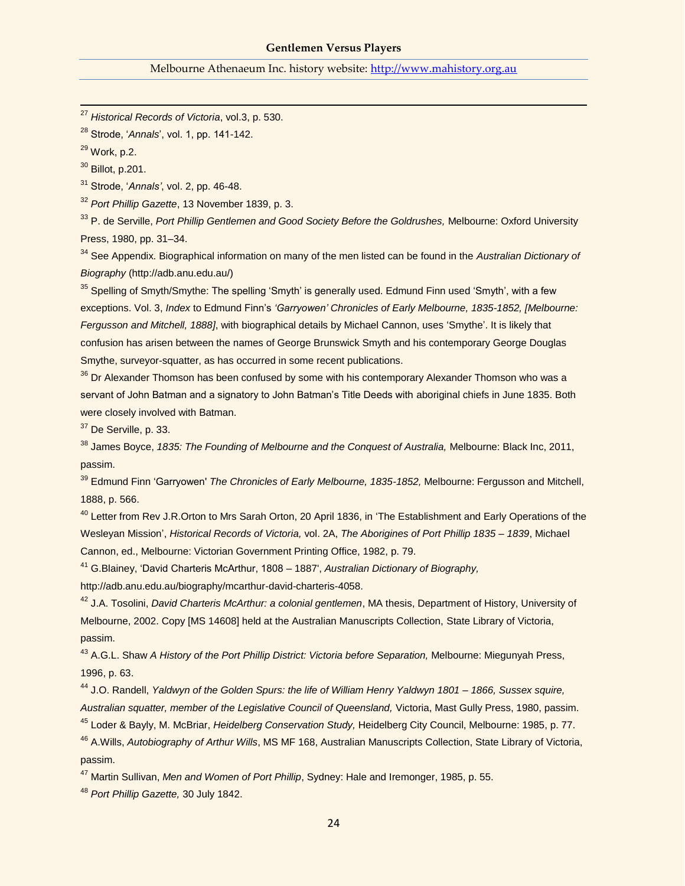[27] *Historical Records of Victoria*, vol.3, p. 530.

[28] Strode, '*Annals*', vol. 1, pp. 141-142.

[29] Work, p.2.

[30] Billot, p.201.

[31] Strode, '*Annals'*, vol. 2, pp. 46-48.

[32] *Port Phillip Gazette*, 13 November 1839, p. 3.

[33] P. de Serville, *Port Phillip Gentlemen and Good Society Before the Goldrushes,* Melbourne: Oxford University Press, 1980, pp. 31–34.

[34] See Appendix. Biographical information on many of the men listed can be found in the *Australian Dictionary of Biography* (http://adb.anu.edu.au/)

[35] Spelling of Smyth/Smythe: The spelling 'Smyth' is generally used. Edmund Finn used 'Smyth', with a few exceptions. Vol. 3, *Index* to Edmund Finn's *'Garryowen' Chronicles of Early Melbourne, 1835-1852, [Melbourne: Fergusson and Mitchell, 1888]*, with biographical details by Michael Cannon, uses 'Smythe'. It is likely that confusion has arisen between the names of George Brunswick Smyth and his contemporary George Douglas Smythe, surveyor-squatter, as has occurred in some recent publications.

[36] Dr Alexander Thomson has been confused by some with his contemporary Alexander Thomson who was a servant of John Batman and a signatory to John Batman's Title Deeds with aboriginal chiefs in June 1835. Both were closely involved with Batman.

[37] De Serville, p. 33.

[38] James Boyce, *1835: The Founding of Melbourne and the Conquest of Australia,* Melbourne: Black Inc, 2011, passim.

[39] Edmund Finn 'Garryowen' *The Chronicles of Early Melbourne, 1835-1852,* Melbourne: Fergusson and Mitchell, 1888, p. 566.

[40] Letter from Rev J.R.Orton to Mrs Sarah Orton, 20 April 1836, in 'The Establishment and Early Operations of the Wesleyan Mission', *Historical Records of Victoria,* vol. 2A, *The Aborigines of Port Phillip 1835 – 1839*, Michael Cannon, ed., Melbourne: Victorian Government Printing Office, 1982, p. 79.

[41] G.Blainey, 'David Charteris McArthur, 1808 – 1887', *Australian Dictionary of Biography,* http://adb.anu.edu.au/biography/mcarthur-david-charteris-4058.

[42] J.A. Tosolini, *David Charteris McArthur: a colonial gentlemen*, MA thesis, Department of History, University of Melbourne, 2002. Copy [MS 14608] held at the Australian Manuscripts Collection, State Library of Victoria, passim.

[43] A.G.L. Shaw *A History of the Port Phillip District: Victoria before Separation,* Melbourne: Miegunyah Press, 1996, p. 63.

[44] J.O. Randell, *Yaldwyn of the Golden Spurs: the life of William Henry Yaldwyn 1801 – 1866, Sussex squire, Australian squatter, member of the Legislative Council of Queensland,* Victoria, Mast Gully Press, 1980, passim.

[45] Loder & Bayly, M. McBriar, *Heidelberg Conservation Study,* Heidelberg City Council, Melbourne: 1985, p. 77.

[46] A.Wills, *Autobiography of Arthur Wills*, MS MF 168, Australian Manuscripts Collection, State Library of Victoria, passim.

[47] Martin Sullivan, *Men and Women of Port Phillip*, Sydney: Hale and Iremonger, 1985, p. 55.

[48] *Port Phillip Gazette,* 30 July 1842.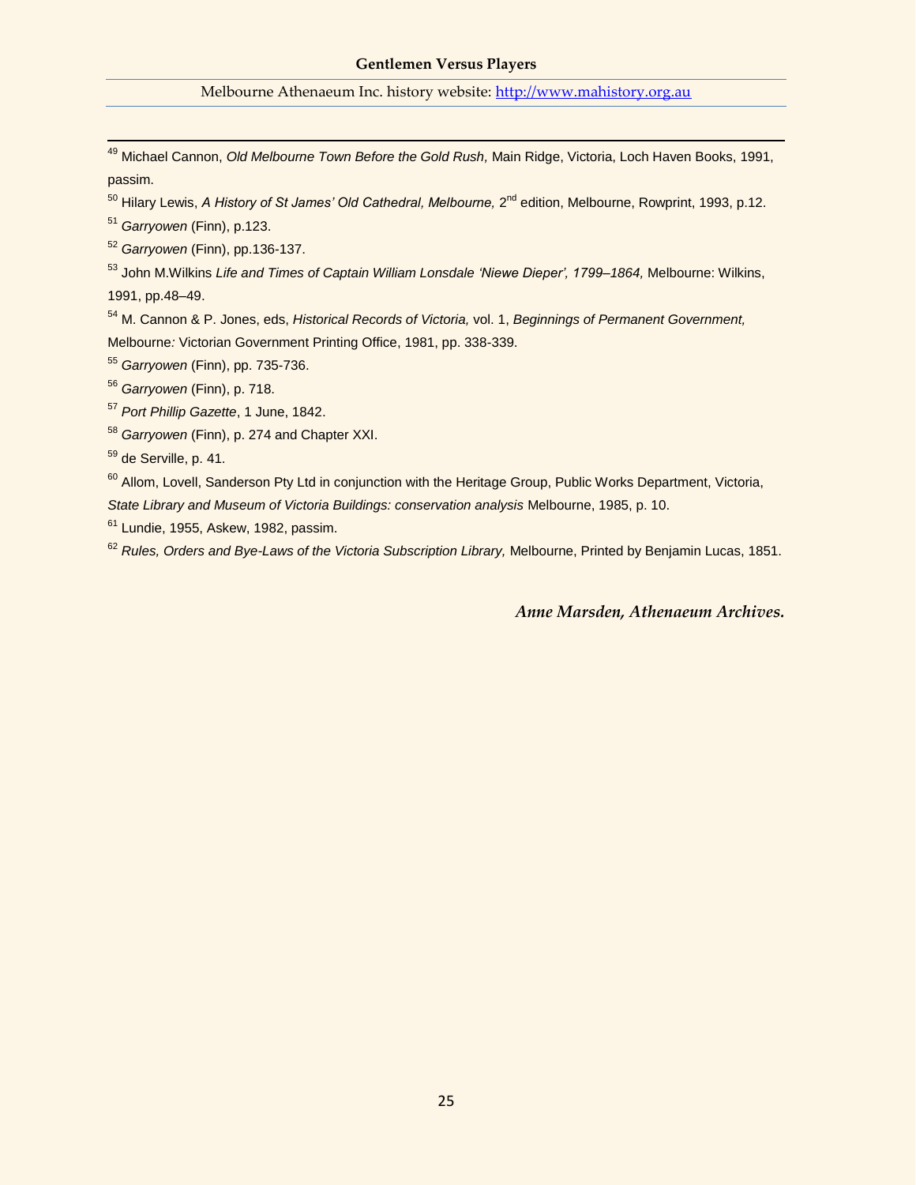[49] Michael Cannon, *Old Melbourne Town Before the Gold Rush*, Main Ridge, Victoria, Loch Haven Books, 1991, passim.

[50] Hilary Lewis, *A History of St James' Old Cathedral, Melbourne,* 2nd edition, Melbourne, Rowprint, 1993, p.12.

[51] *Garryowen* (Finn), p.123.

[52] *Garryowen* (Finn), pp.136-137.

[53] John M.Wilkins *Life and Times of Captain William Lonsdale 'Niewe Dieper', 1799–1864,* Melbourne: Wilkins, 1991, pp.48–49.

[54] M. Cannon & P. Jones, eds, *Historical Records of Victoria,* vol. 1, *Beginnings of Permanent Government,* Melbourne: Victorian Government Printing Office, 1981, pp. 338-339.

[55] *Garryowen* (Finn), pp. 735-736.

[56] *Garryowen* (Finn), p. 718.

[57] *Port Phillip Gazette*, 1 June, 1842.

[58] *Garryowen* (Finn), p. 274 and Chapter XXI.

[59] de Serville, p. 41.

[60] Allom, Lovell, Sanderson Pty Ltd in conjunction with the Heritage Group, Public Works Department, Victoria, *State Library and Museum of Victoria Buildings: conservation analysis* Melbourne, 1985, p. 10.

[61] Lundie, 1955, Askew, 1982, passim.

[62] *Rules, Orders and Bye-Laws of the Victoria Subscription Library,* Melbourne, Printed by Benjamin Lucas, 1851.

*Anne Marsden, Athenaeum Archives.*